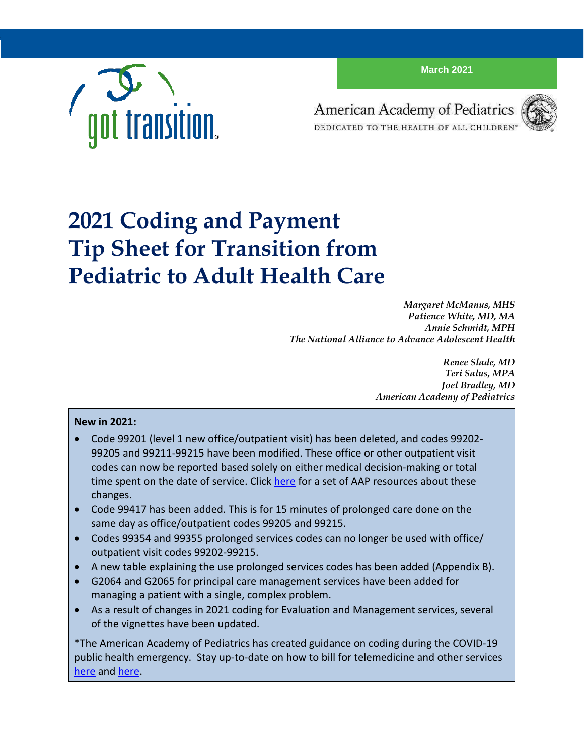March 2021

got transition

American Academy of Pediatrics
DEDICATED TO THE HEALTH OF ALL CHILDREN™

# 2021 Coding and Payment Tip Sheet for Transition from Pediatric to Adult Health Care

*Margaret McManus, MHS*
*Patience White, MD, MA*
*Annie Schmidt, MPH*
*The National Alliance to Advance Adolescent Health*

*Renee Slade, MD*
*Teri Salus, MPA*
*Joel Bradley, MD*
*American Academy of Pediatrics*

**New in 2021:**

- Code 99201 (level 1 new office/outpatient visit) has been deleted, and codes 99202-99205 and 99211-99215 have been modified. These office or other outpatient visit codes can now be reported based solely on either medical decision-making or total time spent on the date of service. Click here for a set of AAP resources about these changes.
- Code 99417 has been added. This is for 15 minutes of prolonged care done on the same day as office/outpatient codes 99205 and 99215.
- Codes 99354 and 99355 prolonged services codes can no longer be used with office/ outpatient visit codes 99202-99215.
- A new table explaining the use prolonged services codes has been added (Appendix B).
- G2064 and G2065 for principal care management services have been added for managing a patient with a single, complex problem.
- As a result of changes in 2021 coding for Evaluation and Management services, several of the vignettes have been updated.

*The American Academy of Pediatrics has created guidance on coding during the COVID-19 public health emergency. Stay up-to-date on how to bill for telemedicine and other services here and here.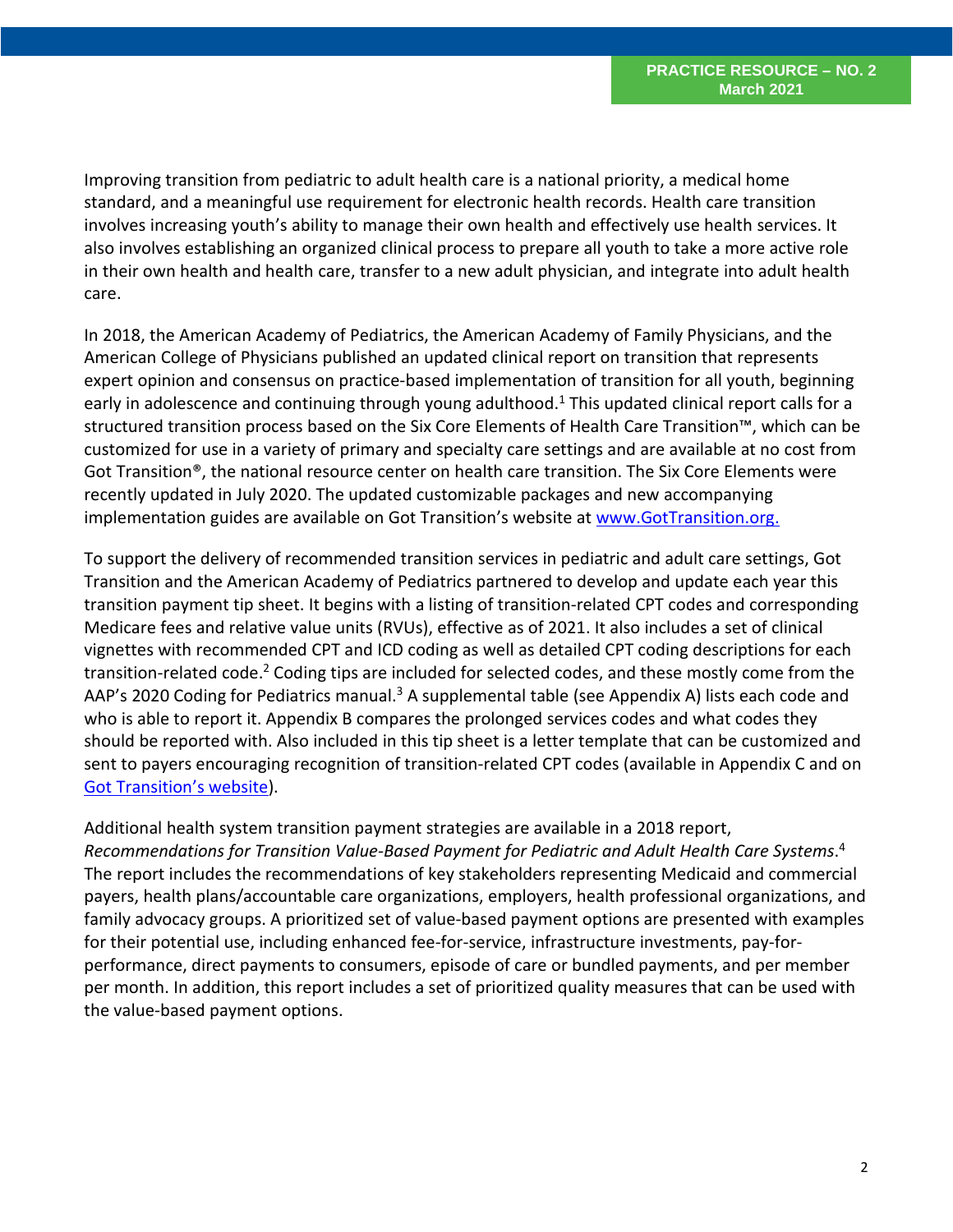Improving transition from pediatric to adult health care is a national priority, a medical home standard, and a meaningful use requirement for electronic health records. Health care transition involves increasing youth's ability to manage their own health and effectively use health services. It also involves establishing an organized clinical process to prepare all youth to take a more active role in their own health and health care, transfer to a new adult physician, and integrate into adult health care.

In 2018, the American Academy of Pediatrics, the American Academy of Family Physicians, and the American College of Physicians published an updated clinical report on transition that represents expert opinion and consensus on practice-based implementation of transition for all youth, beginning early in adolescence and continuing through young adulthood.[1] This updated clinical report calls for a structured transition process based on the Six Core Elements of Health Care Transition™, which can be customized for use in a variety of primary and specialty care settings and are available at no cost from Got Transition®, the national resource center on health care transition. The Six Core Elements were recently updated in July 2020. The updated customizable packages and new accompanying implementation guides are available on Got Transition's website at [www.GotTransition.org.](www.GotTransition.org)

To support the delivery of recommended transition services in pediatric and adult care settings, Got Transition and the American Academy of Pediatrics partnered to develop and update each year this transition payment tip sheet. It begins with a listing of transition-related CPT codes and corresponding Medicare fees and relative value units (RVUs), effective as of 2021. It also includes a set of clinical vignettes with recommended CPT and ICD coding as well as detailed CPT coding descriptions for each transition-related code.[2] Coding tips are included for selected codes, and these mostly come from the AAP's 2020 Coding for Pediatrics manual.[3] A supplemental table (see Appendix A) lists each code and who is able to report it. Appendix B compares the prolonged services codes and what codes they should be reported with. Also included in this tip sheet is a letter template that can be customized and sent to payers encouraging recognition of transition-related CPT codes (available in Appendix C and on Got Transition's website).

Additional health system transition payment strategies are available in a 2018 report, *Recommendations for Transition Value-Based Payment for Pediatric and Adult Health Care Systems*.[4] The report includes the recommendations of key stakeholders representing Medicaid and commercial payers, health plans/accountable care organizations, employers, health professional organizations, and family advocacy groups. A prioritized set of value-based payment options are presented with examples for their potential use, including enhanced fee-for-service, infrastructure investments, pay-for-performance, direct payments to consumers, episode of care or bundled payments, and per member per month. In addition, this report includes a set of prioritized quality measures that can be used with the value-based payment options.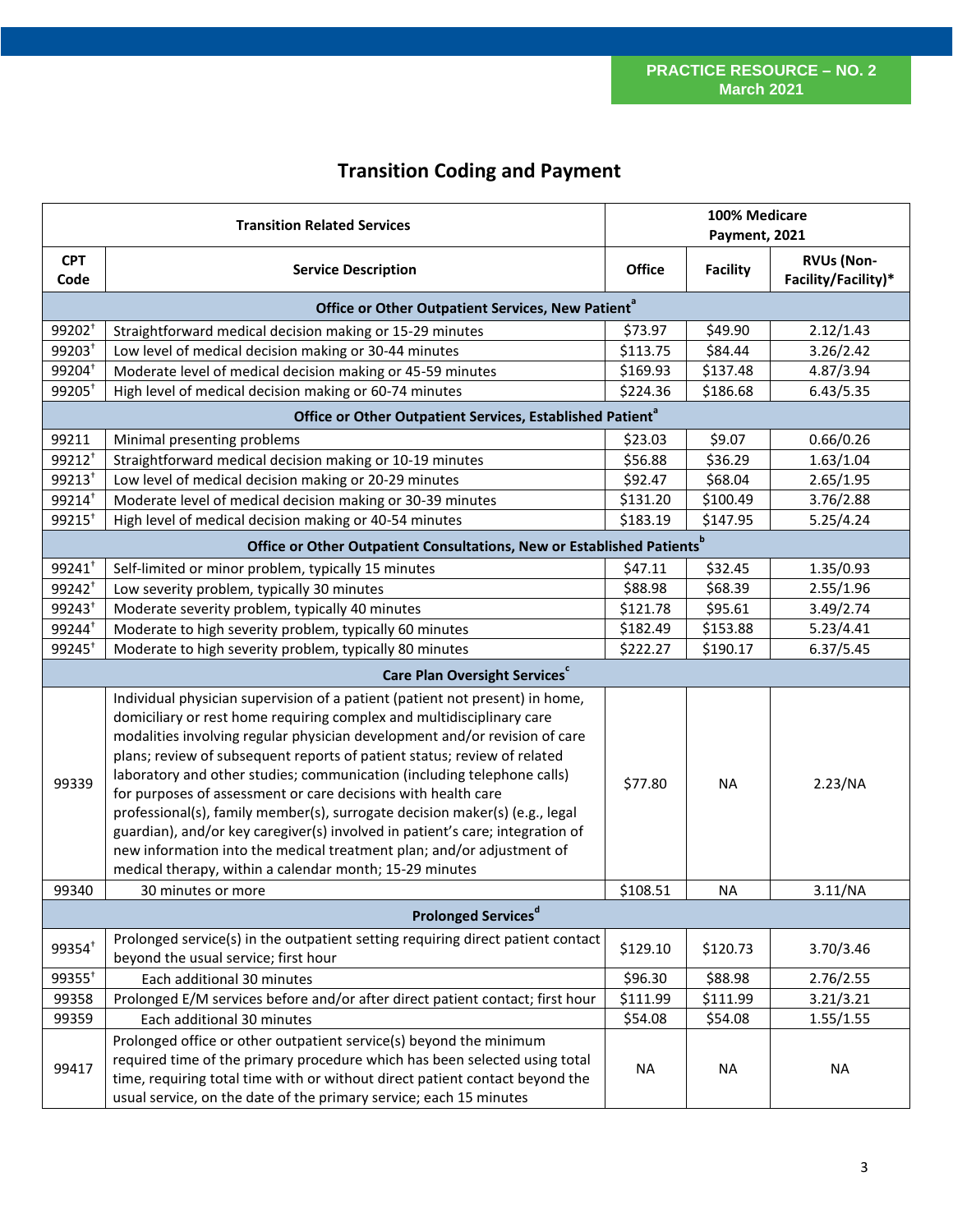PRACTICE RESOURCE – NO. 2
March 2021

# Transition Coding and Payment

| Transition Related Services | | 100% Medicare Payment, 2021 | | |
|---|---|---|---|---|
| CPT Code | Service Description | Office | Facility | RVUs (Non-Facility/Facility)* |
| **Office or Other Outpatient Services, New Patient[a]** | | | | |
| 99202† | Straightforward medical decision making or 15-29 minutes | $73.97 | $49.90 | 2.12/1.43 |
| 99203† | Low level of medical decision making or 30-44 minutes | $113.75 | $84.44 | 3.26/2.42 |
| 99204† | Moderate level of medical decision making or 45-59 minutes | $169.93 | $137.48 | 4.87/3.94 |
| 99205† | High level of medical decision making or 60-74 minutes | $224.36 | $186.68 | 6.43/5.35 |
| **Office or Other Outpatient Services, Established Patient[a]** | | | | |
| 99211 | Minimal presenting problems | $23.03 | $9.07 | 0.66/0.26 |
| 99212† | Straightforward medical decision making or 10-19 minutes | $56.88 | $36.29 | 1.63/1.04 |
| 99213† | Low level of medical decision making or 20-29 minutes | $92.47 | $68.04 | 2.65/1.95 |
| 99214† | Moderate level of medical decision making or 30-39 minutes | $131.20 | $100.49 | 3.76/2.88 |
| 99215† | High level of medical decision making or 40-54 minutes | $183.19 | $147.95 | 5.25/4.24 |
| **Office or Other Outpatient Consultations, New or Established Patients[b]** | | | | |
| 99241† | Self-limited or minor problem, typically 15 minutes | $47.11 | $32.45 | 1.35/0.93 |
| 99242† | Low severity problem, typically 30 minutes | $88.98 | $68.39 | 2.55/1.96 |
| 99243† | Moderate severity problem, typically 40 minutes | $121.78 | $95.61 | 3.49/2.74 |
| 99244† | Moderate to high severity problem, typically 60 minutes | $182.49 | $153.88 | 5.23/4.41 |
| 99245† | Moderate to high severity problem, typically 80 minutes | $222.27 | $190.17 | 6.37/5.45 |
| **Care Plan Oversight Services[c]** | | | | |
| 99339 | Individual physician supervision of a patient (patient not present) in home, domiciliary or rest home requiring complex and multidisciplinary care modalities involving regular physician development and/or revision of care plans; review of subsequent reports of patient status; review of related laboratory and other studies; communication (including telephone calls) for purposes of assessment or care decisions with health care professional(s), family member(s), surrogate decision maker(s) (e.g., legal guardian), and/or key caregiver(s) involved in patient's care; integration of new information into the medical treatment plan; and/or adjustment of medical therapy, within a calendar month; 15-29 minutes | $77.80 | NA | 2.23/NA |
| 99340 | 30 minutes or more | $108.51 | NA | 3.11/NA |
| **Prolonged Services[d]** | | | | |
| 99354† | Prolonged service(s) in the outpatient setting requiring direct patient contact beyond the usual service; first hour | $129.10 | $120.73 | 3.70/3.46 |
| 99355† | Each additional 30 minutes | $96.30 | $88.98 | 2.76/2.55 |
| 99358 | Prolonged E/M services before and/or after direct patient contact; first hour | $111.99 | $111.99 | 3.21/3.21 |
| 99359 | Each additional 30 minutes | $54.08 | $54.08 | 1.55/1.55 |
| 99417 | Prolonged office or other outpatient service(s) beyond the minimum required time of the primary procedure which has been selected using total time, requiring total time with or without direct patient contact beyond the usual service, on the date of the primary service; each 15 minutes | NA | NA | NA |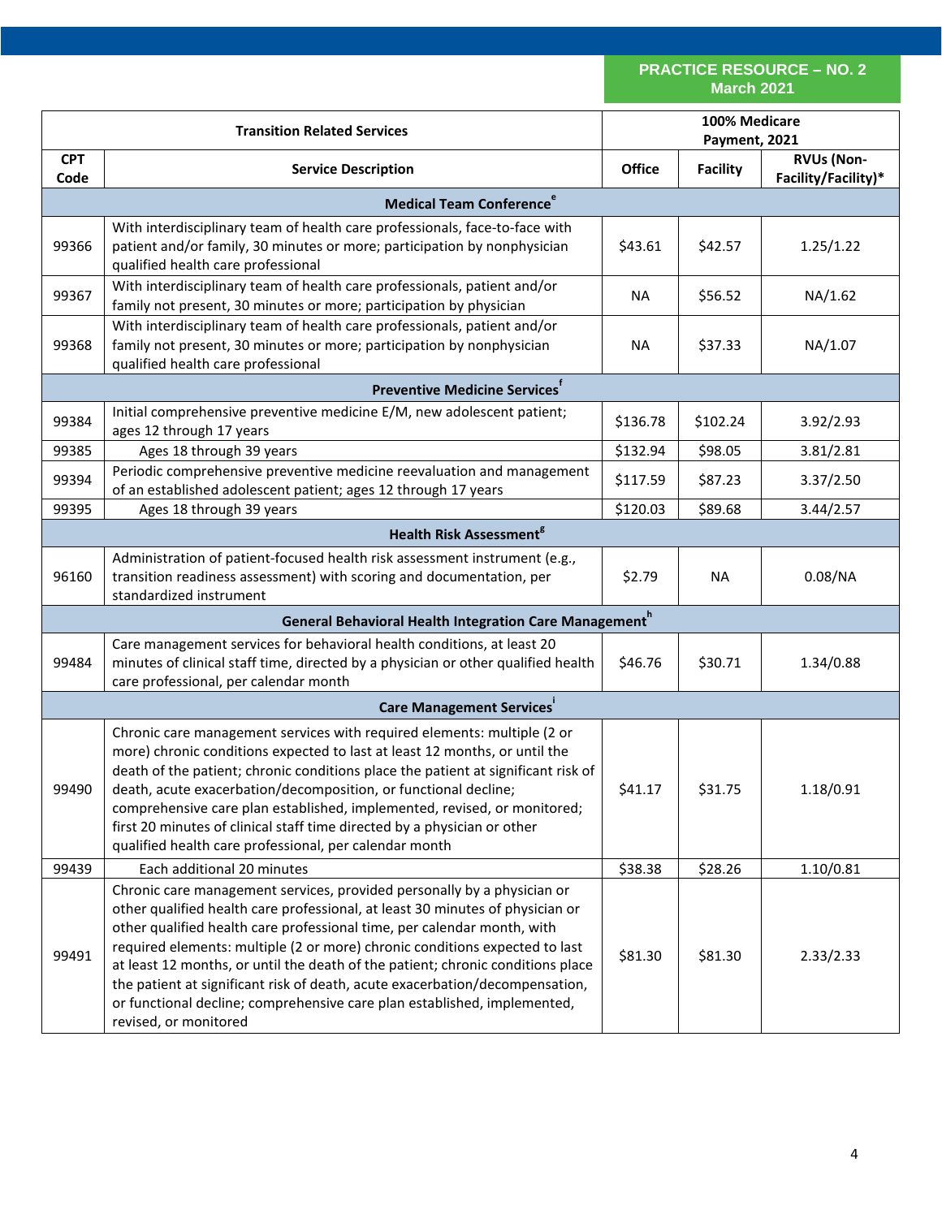**PRACTICE RESOURCE – NO. 2**
**March 2021**

| Transition Related Services | | 100% Medicare Payment, 2021 | | |
|---|---|---|---|---|
| **CPT Code** | **Service Description** | **Office** | **Facility** | **RVUs (Non-Facility/Facility)*** |
| | **Medical Team Conference[e]** | | | |
| 99366 | With interdisciplinary team of health care professionals, face-to-face with patient and/or family, 30 minutes or more; participation by nonphysician qualified health care professional | $43.61 | $42.57 | 1.25/1.22 |
| 99367 | With interdisciplinary team of health care professionals, patient and/or family not present, 30 minutes or more; participation by physician | NA | $56.52 | NA/1.62 |
| 99368 | With interdisciplinary team of health care professionals, patient and/or family not present, 30 minutes or more; participation by nonphysician qualified health care professional | NA | $37.33 | NA/1.07 |
| | **Preventive Medicine Services[f]** | | | |
| 99384 | Initial comprehensive preventive medicine E/M, new adolescent patient; ages 12 through 17 years | $136.78 | $102.24 | 3.92/2.93 |
| 99385 | Ages 18 through 39 years | $132.94 | $98.05 | 3.81/2.81 |
| 99394 | Periodic comprehensive preventive medicine reevaluation and management of an established adolescent patient; ages 12 through 17 years | $117.59 | $87.23 | 3.37/2.50 |
| 99395 | Ages 18 through 39 years | $120.03 | $89.68 | 3.44/2.57 |
| | **Health Risk Assessment[g]** | | | |
| 96160 | Administration of patient-focused health risk assessment instrument (e.g., transition readiness assessment) with scoring and documentation, per standardized instrument | $2.79 | NA | 0.08/NA |
| | **General Behavioral Health Integration Care Management[h]** | | | |
| 99484 | Care management services for behavioral health conditions, at least 20 minutes of clinical staff time, directed by a physician or other qualified health care professional, per calendar month | $46.76 | $30.71 | 1.34/0.88 |
| | **Care Management Services[i]** | | | |
| 99490 | Chronic care management services with required elements: multiple (2 or more) chronic conditions expected to last at least 12 months, or until the death of the patient; chronic conditions place the patient at significant risk of death, acute exacerbation/decomposition, or functional decline; comprehensive care plan established, implemented, revised, or monitored; first 20 minutes of clinical staff time directed by a physician or other qualified health care professional, per calendar month | $41.17 | $31.75 | 1.18/0.91 |
| 99439 | Each additional 20 minutes | $38.38 | $28.26 | 1.10/0.81 |
| 99491 | Chronic care management services, provided personally by a physician or other qualified health care professional, at least 30 minutes of physician or other qualified health care professional time, per calendar month, with required elements: multiple (2 or more) chronic conditions expected to last at least 12 months, or until the death of the patient; chronic conditions place the patient at significant risk of death, acute exacerbation/decompensation, or functional decline; comprehensive care plan established, implemented, revised, or monitored | $81.30 | $81.30 | 2.33/2.33 |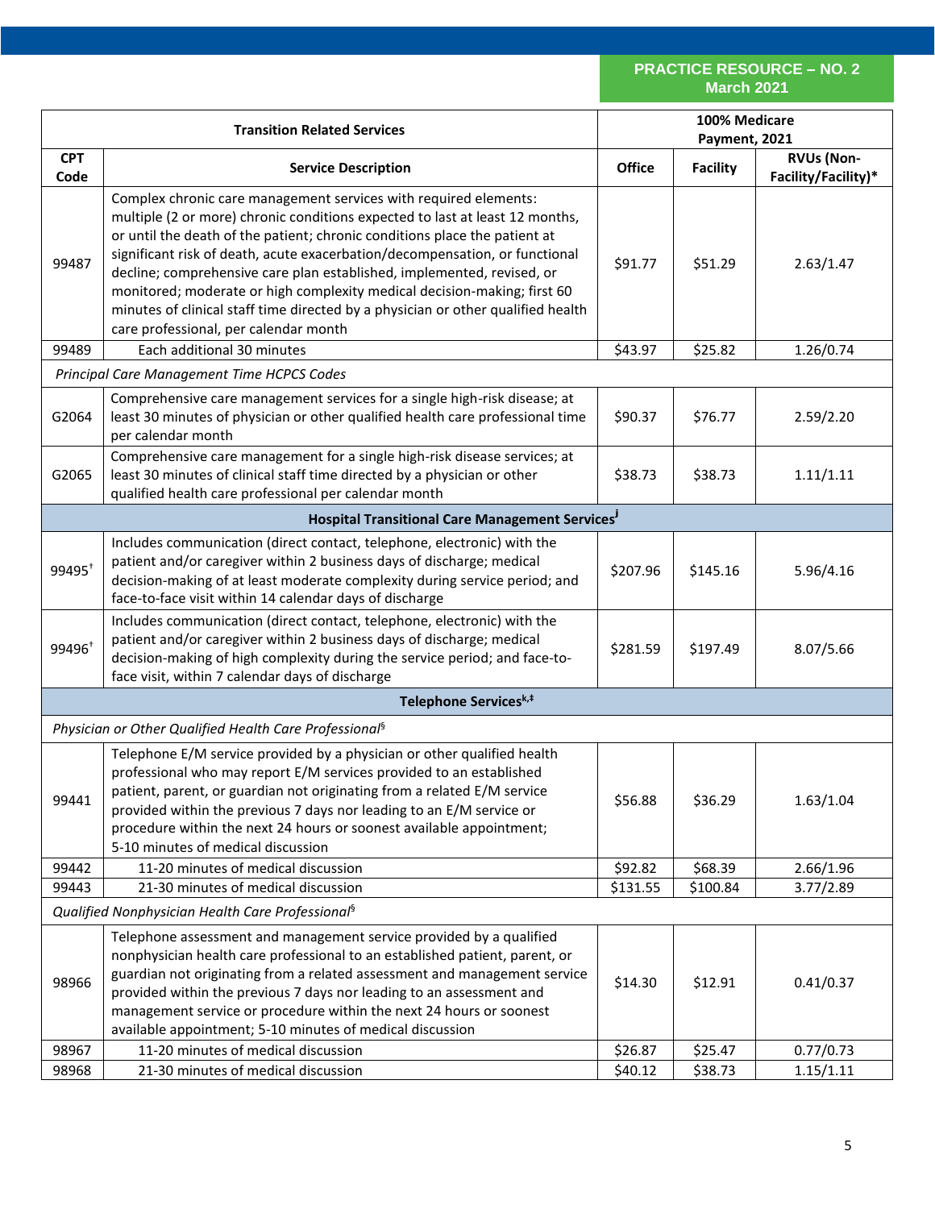**PRACTICE RESOURCE – NO. 2**
**March 2021**

| Transition Related Services | | 100% Medicare Payment, 2021 | | |
|---|---|---|---|---|
| **CPT Code** | **Service Description** | **Office** | **Facility** | **RVUs (Non-Facility/Facility)*** |
| 99487 | Complex chronic care management services with required elements: multiple (2 or more) chronic conditions expected to last at least 12 months, or until the death of the patient; chronic conditions place the patient at significant risk of death, acute exacerbation/decompensation, or functional decline; comprehensive care plan established, implemented, revised, or monitored; moderate or high complexity medical decision-making; first 60 minutes of clinical staff time directed by a physician or other qualified health care professional, per calendar month | $91.77 | $51.29 | 2.63/1.47 |
| 99489 | Each additional 30 minutes | $43.97 | $25.82 | 1.26/0.74 |
| *Principal Care Management Time HCPCS Codes* | | | | |
| G2064 | Comprehensive care management services for a single high-risk disease; at least 30 minutes of physician or other qualified health care professional time per calendar month | $90.37 | $76.77 | 2.59/2.20 |
| G2065 | Comprehensive care management for a single high-risk disease services; at least 30 minutes of clinical staff time directed by a physician or other qualified health care professional per calendar month | $38.73 | $38.73 | 1.11/1.11 |
| **Hospital Transitional Care Management Services[j]** | | | | |
| 99495[†] | Includes communication (direct contact, telephone, electronic) with the patient and/or caregiver within 2 business days of discharge; medical decision-making of at least moderate complexity during service period; and face-to-face visit within 14 calendar days of discharge | $207.96 | $145.16 | 5.96/4.16 |
| 99496[†] | Includes communication (direct contact, telephone, electronic) with the patient and/or caregiver within 2 business days of discharge; medical decision-making of high complexity during the service period; and face-to-face visit, within 7 calendar days of discharge | $281.59 | $197.49 | 8.07/5.66 |
| **Telephone Services[k,‡]** | | | | |
| *Physician or Other Qualified Health Care Professional[§]* | | | | |
| 99441 | Telephone E/M service provided by a physician or other qualified health professional who may report E/M services provided to an established patient, parent, or guardian not originating from a related E/M service provided within the previous 7 days nor leading to an E/M service or procedure within the next 24 hours or soonest available appointment; 5-10 minutes of medical discussion | $56.88 | $36.29 | 1.63/1.04 |
| 99442 | 11-20 minutes of medical discussion | $92.82 | $68.39 | 2.66/1.96 |
| 99443 | 21-30 minutes of medical discussion | $131.55 | $100.84 | 3.77/2.89 |
| *Qualified Nonphysician Health Care Professional[§]* | | | | |
| 98966 | Telephone assessment and management service provided by a qualified nonphysician health care professional to an established patient, parent, or guardian not originating from a related assessment and management service provided within the previous 7 days nor leading to an assessment and management service or procedure within the next 24 hours or soonest available appointment; 5-10 minutes of medical discussion | $14.30 | $12.91 | 0.41/0.37 |
| 98967 | 11-20 minutes of medical discussion | $26.87 | $25.47 | 0.77/0.73 |
| 98968 | 21-30 minutes of medical discussion | $40.12 | $38.73 | 1.15/1.11 |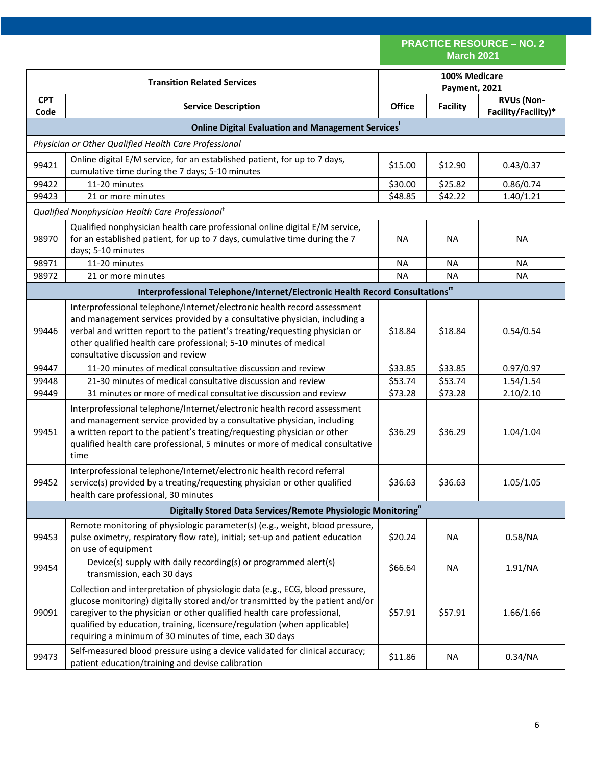**PRACTICE RESOURCE – NO. 2**
**March 2021**

| Transition Related Services | | 100% Medicare Payment, 2021 | | |
|---|---|---|---|---|
| **CPT Code** | **Service Description** | **Office** | **Facility** | **RVUs (Non-Facility/Facility)*** |
| **Online Digital Evaluation and Management Services**[l] | | | | |
| *Physician or Other Qualified Health Care Professional* | | | | |
| 99421 | Online digital E/M service, for an established patient, for up to 7 days, cumulative time during the 7 days; 5-10 minutes | $15.00 | $12.90 | 0.43/0.37 |
| 99422 | 11-20 minutes | $30.00 | $25.82 | 0.86/0.74 |
| 99423 | 21 or more minutes | $48.85 | $42.22 | 1.40/1.21 |
| *Qualified Nonphysician Health Care Professional*[‡] | | | | |
| 98970 | Qualified nonphysician health care professional online digital E/M service, for an established patient, for up to 7 days, cumulative time during the 7 days; 5-10 minutes | NA | NA | NA |
| 98971 | 11-20 minutes | NA | NA | NA |
| 98972 | 21 or more minutes | NA | NA | NA |
| **Interprofessional Telephone/Internet/Electronic Health Record Consultations**[m] | | | | |
| 99446 | Interprofessional telephone/Internet/electronic health record assessment and management services provided by a consultative physician, including a verbal and written report to the patient's treating/requesting physician or other qualified health care professional; 5-10 minutes of medical consultative discussion and review | $18.84 | $18.84 | 0.54/0.54 |
| 99447 | 11-20 minutes of medical consultative discussion and review | $33.85 | $33.85 | 0.97/0.97 |
| 99448 | 21-30 minutes of medical consultative discussion and review | $53.74 | $53.74 | 1.54/1.54 |
| 99449 | 31 minutes or more of medical consultative discussion and review | $73.28 | $73.28 | 2.10/2.10 |
| 99451 | Interprofessional telephone/Internet/electronic health record assessment and management service provided by a consultative physician, including a written report to the patient's treating/requesting physician or other qualified health care professional, 5 minutes or more of medical consultative time | $36.29 | $36.29 | 1.04/1.04 |
| 99452 | Interprofessional telephone/Internet/electronic health record referral service(s) provided by a treating/requesting physician or other qualified health care professional, 30 minutes | $36.63 | $36.63 | 1.05/1.05 |
| **Digitally Stored Data Services/Remote Physiologic Monitoring**[n] | | | | |
| 99453 | Remote monitoring of physiologic parameter(s) (e.g., weight, blood pressure, pulse oximetry, respiratory flow rate), initial; set-up and patient education on use of equipment | $20.24 | NA | 0.58/NA |
| 99454 | Device(s) supply with daily recording(s) or programmed alert(s) transmission, each 30 days | $66.64 | NA | 1.91/NA |
| 99091 | Collection and interpretation of physiologic data (e.g., ECG, blood pressure, glucose monitoring) digitally stored and/or transmitted by the patient and/or caregiver to the physician or other qualified health care professional, qualified by education, training, licensure/regulation (when applicable) requiring a minimum of 30 minutes of time, each 30 days | $57.91 | $57.91 | 1.66/1.66 |
| 99473 | Self-measured blood pressure using a device validated for clinical accuracy; patient education/training and devise calibration | $11.86 | NA | 0.34/NA |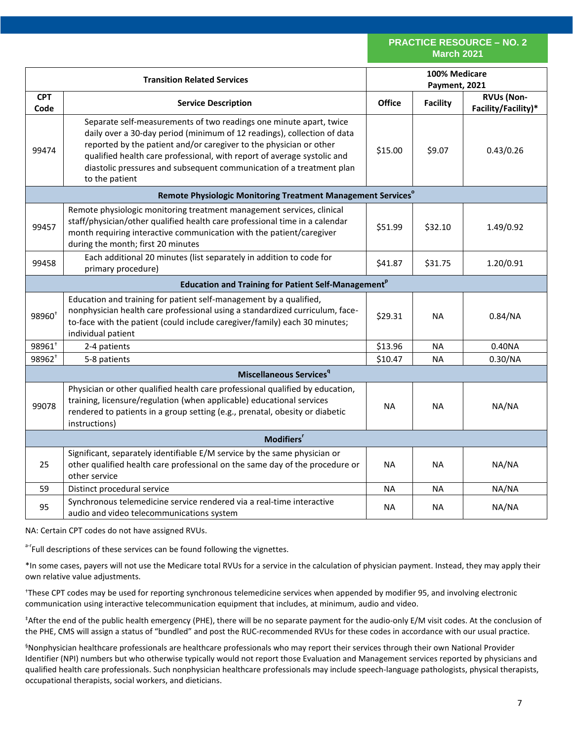**PRACTICE RESOURCE – NO. 2**
**March 2021**

| Transition Related Services | | 100% Medicare Payment, 2021 | | |
|---|---|---|---|---|
| **CPT Code** | **Service Description** | **Office** | **Facility** | **RVUs (Non-Facility/Facility)*** |
| 99474 | Separate self-measurements of two readings one minute apart, twice daily over a 30-day period (minimum of 12 readings), collection of data reported by the patient and/or caregiver to the physician or other qualified health care professional, with report of average systolic and diastolic pressures and subsequent communication of a treatment plan to the patient | $15.00 | $9.07 | 0.43/0.26 |
| **Remote Physiologic Monitoring Treatment Management Services[o]** | | | | |
| 99457 | Remote physiologic monitoring treatment management services, clinical staff/physician/other qualified health care professional time in a calendar month requiring interactive communication with the patient/caregiver during the month; first 20 minutes | $51.99 | $32.10 | 1.49/0.92 |
| 99458 | Each additional 20 minutes (list separately in addition to code for primary procedure) | $41.87 | $31.75 | 1.20/0.91 |
| **Education and Training for Patient Self-Management[p]** | | | | |
| 98960[†] | Education and training for patient self-management by a qualified, nonphysician health care professional using a standardized curriculum, face-to-face with the patient (could include caregiver/family) each 30 minutes; individual patient | $29.31 | NA | 0.84/NA |
| 98961[†] | 2-4 patients | $13.96 | NA | 0.40NA |
| 98962[†] | 5-8 patients | $10.47 | NA | 0.30/NA |
| **Miscellaneous Services[q]** | | | | |
| 99078 | Physician or other qualified health care professional qualified by education, training, licensure/regulation (when applicable) educational services rendered to patients in a group setting (e.g., prenatal, obesity or diabetic instructions) | NA | NA | NA/NA |
| **Modifiers[r]** | | | | |
| 25 | Significant, separately identifiable E/M service by the same physician or other qualified health care professional on the same day of the procedure or other service | NA | NA | NA/NA |
| 59 | Distinct procedural service | NA | NA | NA/NA |
| 95 | Synchronous telemedicine service rendered via a real-time interactive audio and video telecommunications system | NA | NA | NA/NA |

NA: Certain CPT codes do not have assigned RVUs.

[a-r]Full descriptions of these services can be found following the vignettes.

*In some cases, payers will not use the Medicare total RVUs for a service in the calculation of physician payment. Instead, they may apply their own relative value adjustments.

[†]These CPT codes may be used for reporting synchronous telemedicine services when appended by modifier 95, and involving electronic communication using interactive telecommunication equipment that includes, at minimum, audio and video.

[‡]After the end of the public health emergency (PHE), there will be no separate payment for the audio-only E/M visit codes. At the conclusion of the PHE, CMS will assign a status of "bundled" and post the RUC-recommended RVUs for these codes in accordance with our usual practice.

[§]Nonphysician healthcare professionals are healthcare professionals who may report their services through their own National Provider Identifier (NPI) numbers but who otherwise typically would not report those Evaluation and Management services reported by physicians and qualified health care professionals. Such nonphysician healthcare professionals may include speech-language pathologists, physical therapists, occupational therapists, social workers, and dieticians.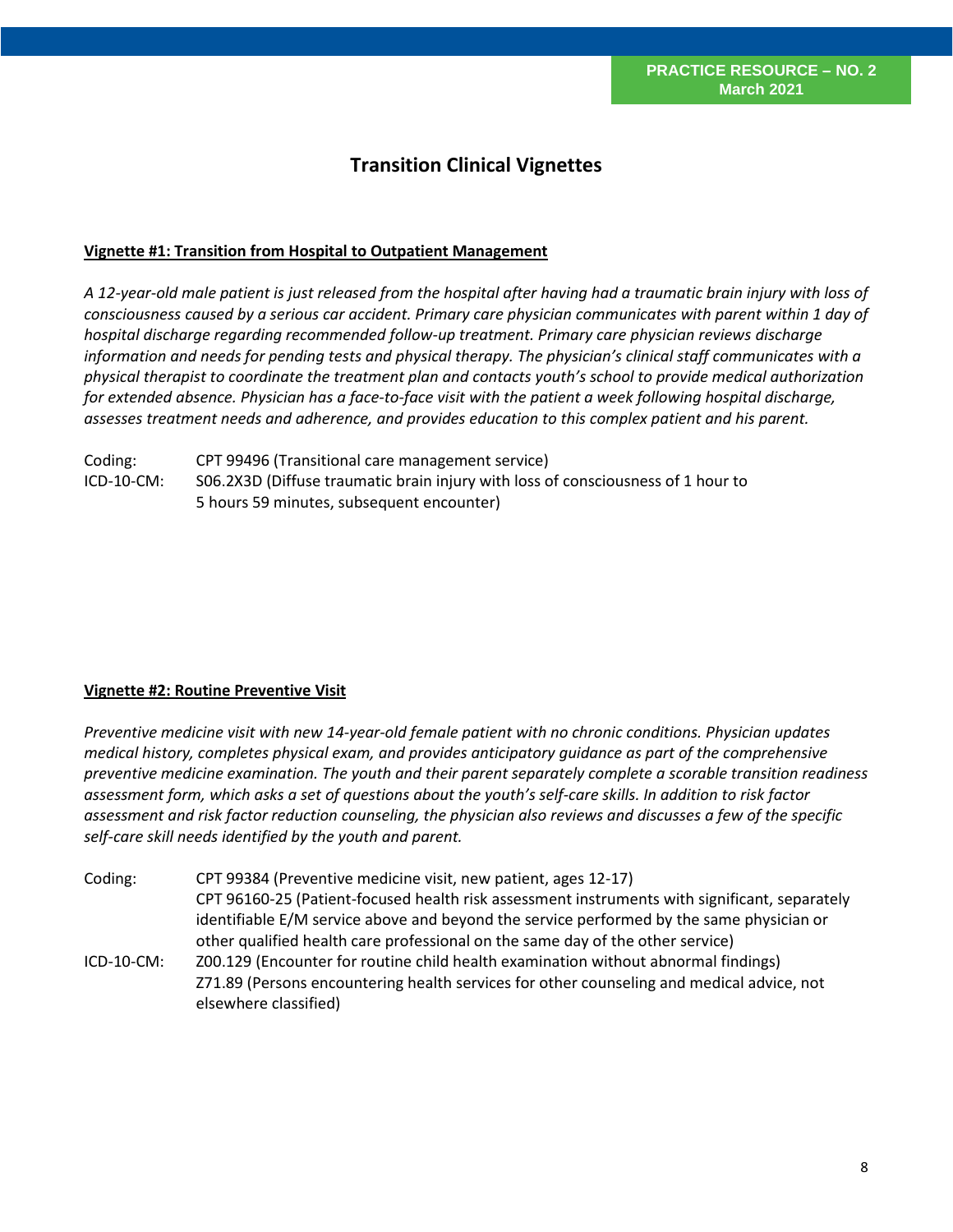**PRACTICE RESOURCE – NO. 2**
**March 2021**

## Transition Clinical Vignettes

### Vignette #1: Transition from Hospital to Outpatient Management

*A 12-year-old male patient is just released from the hospital after having had a traumatic brain injury with loss of consciousness caused by a serious car accident. Primary care physician communicates with parent within 1 day of hospital discharge regarding recommended follow-up treatment. Primary care physician reviews discharge information and needs for pending tests and physical therapy. The physician's clinical staff communicates with a physical therapist to coordinate the treatment plan and contacts youth's school to provide medical authorization for extended absence. Physician has a face-to-face visit with the patient a week following hospital discharge, assesses treatment needs and adherence, and provides education to this complex patient and his parent.*

| | |
|---|---|
| Coding: | CPT 99496 (Transitional care management service) |
| ICD-10-CM: | S06.2X3D (Diffuse traumatic brain injury with loss of consciousness of 1 hour to 5 hours 59 minutes, subsequent encounter) |

### Vignette #2: Routine Preventive Visit

*Preventive medicine visit with new 14-year-old female patient with no chronic conditions. Physician updates medical history, completes physical exam, and provides anticipatory guidance as part of the comprehensive preventive medicine examination. The youth and their parent separately complete a scorable transition readiness assessment form, which asks a set of questions about the youth's self-care skills. In addition to risk factor assessment and risk factor reduction counseling, the physician also reviews and discusses a few of the specific self-care skill needs identified by the youth and parent.*

| | |
|---|---|
| Coding: | CPT 99384 (Preventive medicine visit, new patient, ages 12-17)<br>CPT 96160-25 (Patient-focused health risk assessment instruments with significant, separately identifiable E/M service above and beyond the service performed by the same physician or other qualified health care professional on the same day of the other service) |
| ICD-10-CM: | Z00.129 (Encounter for routine child health examination without abnormal findings)<br>Z71.89 (Persons encountering health services for other counseling and medical advice, not elsewhere classified) |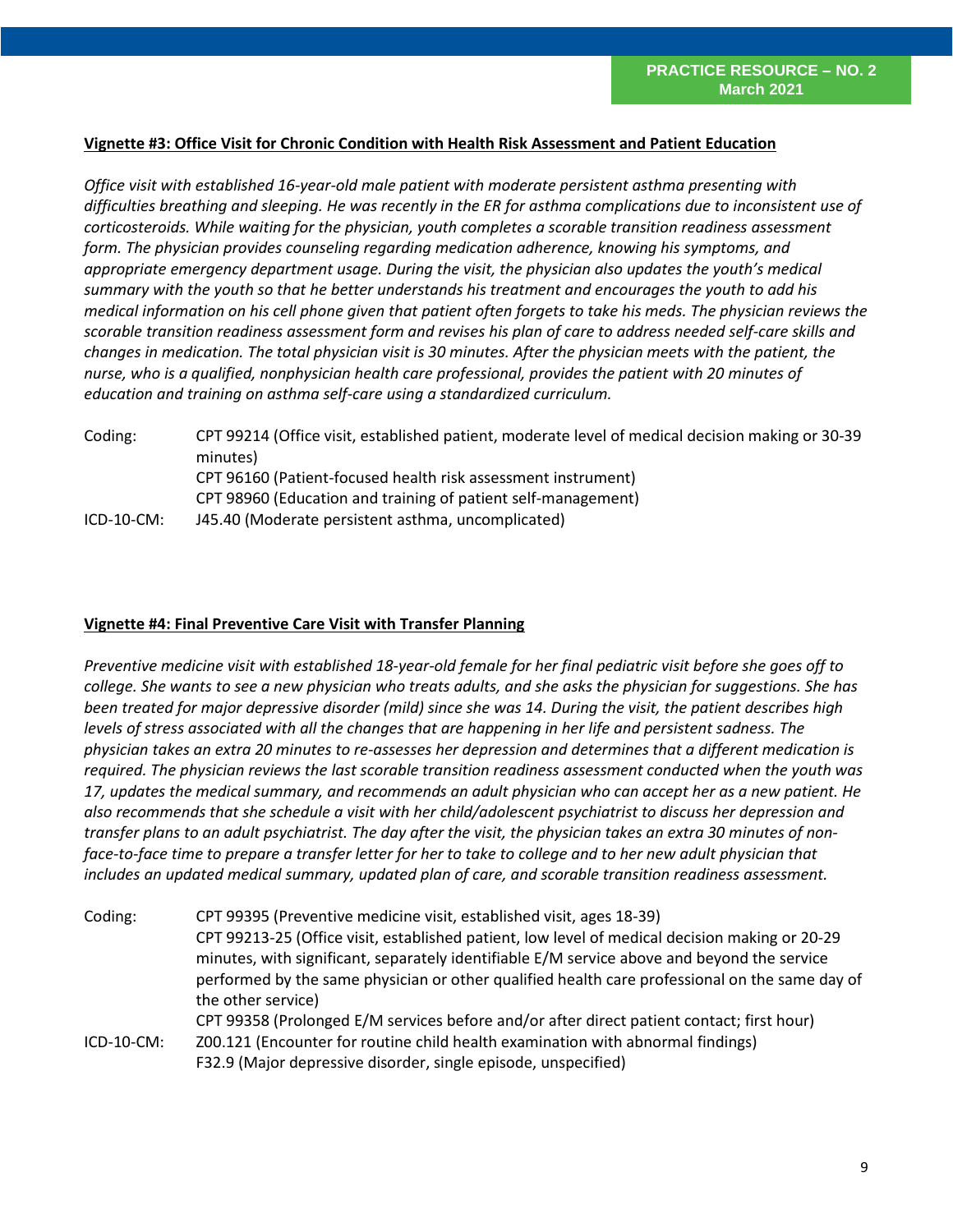### Vignette #3: Office Visit for Chronic Condition with Health Risk Assessment and Patient Education

*Office visit with established 16-year-old male patient with moderate persistent asthma presenting with difficulties breathing and sleeping. He was recently in the ER for asthma complications due to inconsistent use of corticosteroids. While waiting for the physician, youth completes a scorable transition readiness assessment form. The physician provides counseling regarding medication adherence, knowing his symptoms, and appropriate emergency department usage. During the visit, the physician also updates the youth's medical summary with the youth so that he better understands his treatment and encourages the youth to add his medical information on his cell phone given that patient often forgets to take his meds. The physician reviews the scorable transition readiness assessment form and revises his plan of care to address needed self-care skills and changes in medication. The total physician visit is 30 minutes. After the physician meets with the patient, the nurse, who is a qualified, nonphysician health care professional, provides the patient with 20 minutes of education and training on asthma self-care using a standardized curriculum.*

| | |
|---|---|
| Coding: | CPT 99214 (Office visit, established patient, moderate level of medical decision making or 30-39 minutes) |
| | CPT 96160 (Patient-focused health risk assessment instrument) |
| | CPT 98960 (Education and training of patient self-management) |
| ICD-10-CM: | J45.40 (Moderate persistent asthma, uncomplicated) |

### Vignette #4: Final Preventive Care Visit with Transfer Planning

*Preventive medicine visit with established 18-year-old female for her final pediatric visit before she goes off to college. She wants to see a new physician who treats adults, and she asks the physician for suggestions. She has been treated for major depressive disorder (mild) since she was 14. During the visit, the patient describes high levels of stress associated with all the changes that are happening in her life and persistent sadness. The physician takes an extra 20 minutes to re-assesses her depression and determines that a different medication is required. The physician reviews the last scorable transition readiness assessment conducted when the youth was 17, updates the medical summary, and recommends an adult physician who can accept her as a new patient. He also recommends that she schedule a visit with her child/adolescent psychiatrist to discuss her depression and transfer plans to an adult psychiatrist. The day after the visit, the physician takes an extra 30 minutes of non-face-to-face time to prepare a transfer letter for her to take to college and to her new adult physician that includes an updated medical summary, updated plan of care, and scorable transition readiness assessment.*

| | |
|---|---|
| Coding: | CPT 99395 (Preventive medicine visit, established visit, ages 18-39) |
| | CPT 99213-25 (Office visit, established patient, low level of medical decision making or 20-29 minutes, with significant, separately identifiable E/M service above and beyond the service performed by the same physician or other qualified health care professional on the same day of the other service) |
| | CPT 99358 (Prolonged E/M services before and/or after direct patient contact; first hour) |
| ICD-10-CM: | Z00.121 (Encounter for routine child health examination with abnormal findings) |
| | F32.9 (Major depressive disorder, single episode, unspecified) |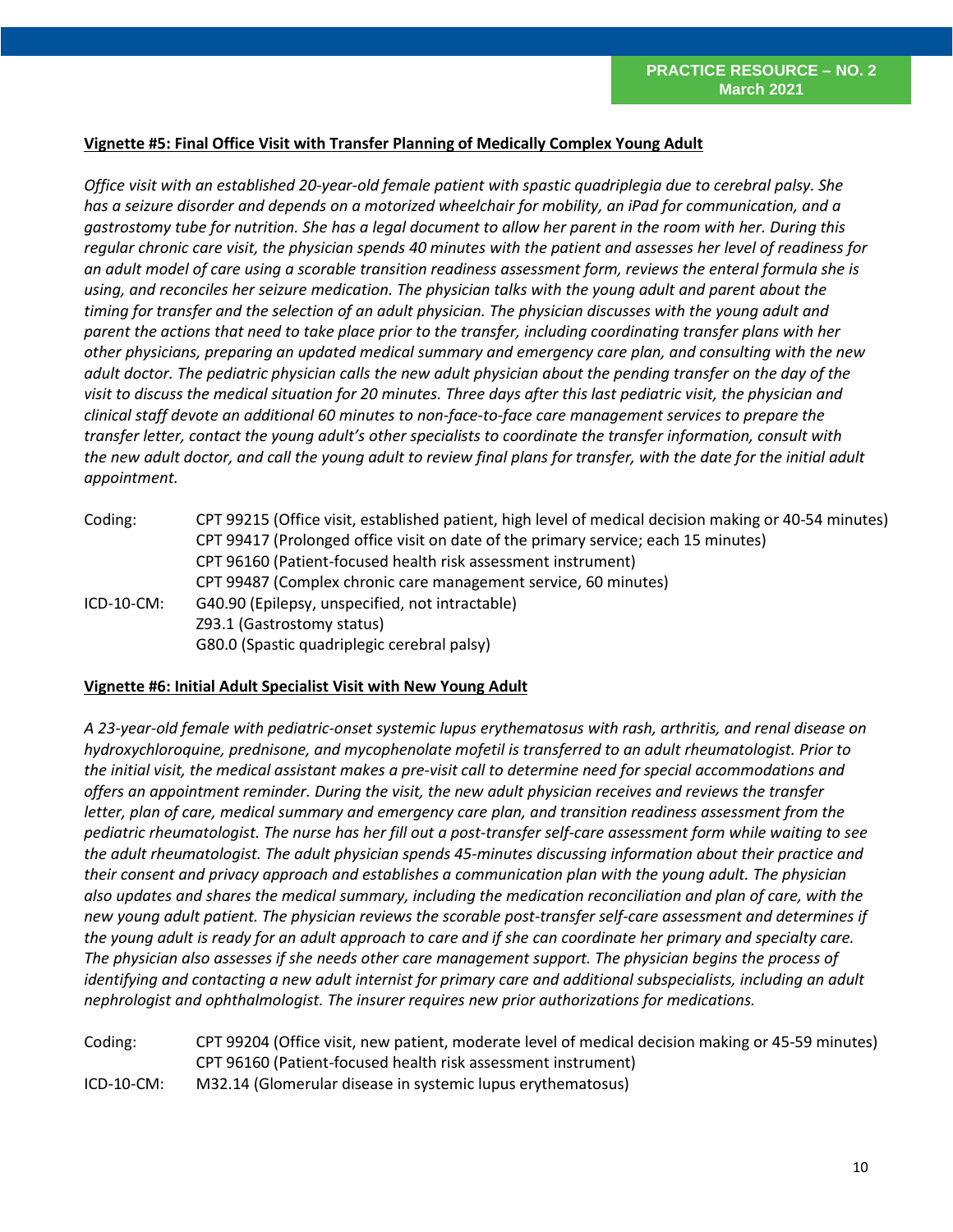**Vignette #5: Final Office Visit with Transfer Planning of Medically Complex Young Adult**

*Office visit with an established 20-year-old female patient with spastic quadriplegia due to cerebral palsy. She has a seizure disorder and depends on a motorized wheelchair for mobility, an iPad for communication, and a gastrostomy tube for nutrition. She has a legal document to allow her parent in the room with her. During this regular chronic care visit, the physician spends 40 minutes with the patient and assesses her level of readiness for an adult model of care using a scorable transition readiness assessment form, reviews the enteral formula she is using, and reconciles her seizure medication. The physician talks with the young adult and parent about the timing for transfer and the selection of an adult physician. The physician discusses with the young adult and parent the actions that need to take place prior to the transfer, including coordinating transfer plans with her other physicians, preparing an updated medical summary and emergency care plan, and consulting with the new adult doctor. The pediatric physician calls the new adult physician about the pending transfer on the day of the visit to discuss the medical situation for 20 minutes. Three days after this last pediatric visit, the physician and clinical staff devote an additional 60 minutes to non-face-to-face care management services to prepare the transfer letter, contact the young adult's other specialists to coordinate the transfer information, consult with the new adult doctor, and call the young adult to review final plans for transfer, with the date for the initial adult appointment.*

| | |
|---|---|
| Coding: | CPT 99215 (Office visit, established patient, high level of medical decision making or 40-54 minutes) |
| | CPT 99417 (Prolonged office visit on date of the primary service; each 15 minutes) |
| | CPT 96160 (Patient-focused health risk assessment instrument) |
| | CPT 99487 (Complex chronic care management service, 60 minutes) |
| ICD-10-CM: | G40.90 (Epilepsy, unspecified, not intractable) |
| | Z93.1 (Gastrostomy status) |
| | G80.0 (Spastic quadriplegic cerebral palsy) |

**Vignette #6: Initial Adult Specialist Visit with New Young Adult**

*A 23-year-old female with pediatric-onset systemic lupus erythematosus with rash, arthritis, and renal disease on hydroxychloroquine, prednisone, and mycophenolate mofetil is transferred to an adult rheumatologist. Prior to the initial visit, the medical assistant makes a pre-visit call to determine need for special accommodations and offers an appointment reminder. During the visit, the new adult physician receives and reviews the transfer letter, plan of care, medical summary and emergency care plan, and transition readiness assessment from the pediatric rheumatologist. The nurse has her fill out a post-transfer self-care assessment form while waiting to see the adult rheumatologist. The adult physician spends 45-minutes discussing information about their practice and their consent and privacy approach and establishes a communication plan with the young adult. The physician also updates and shares the medical summary, including the medication reconciliation and plan of care, with the new young adult patient. The physician reviews the scorable post-transfer self-care assessment and determines if the young adult is ready for an adult approach to care and if she can coordinate her primary and specialty care. The physician also assesses if she needs other care management support. The physician begins the process of identifying and contacting a new adult internist for primary care and additional subspecialists, including an adult nephrologist and ophthalmologist. The insurer requires new prior authorizations for medications.*

| | |
|---|---|
| Coding: | CPT 99204 (Office visit, new patient, moderate level of medical decision making or 45-59 minutes) |
| | CPT 96160 (Patient-focused health risk assessment instrument) |
| ICD-10-CM: | M32.14 (Glomerular disease in systemic lupus erythematosus) |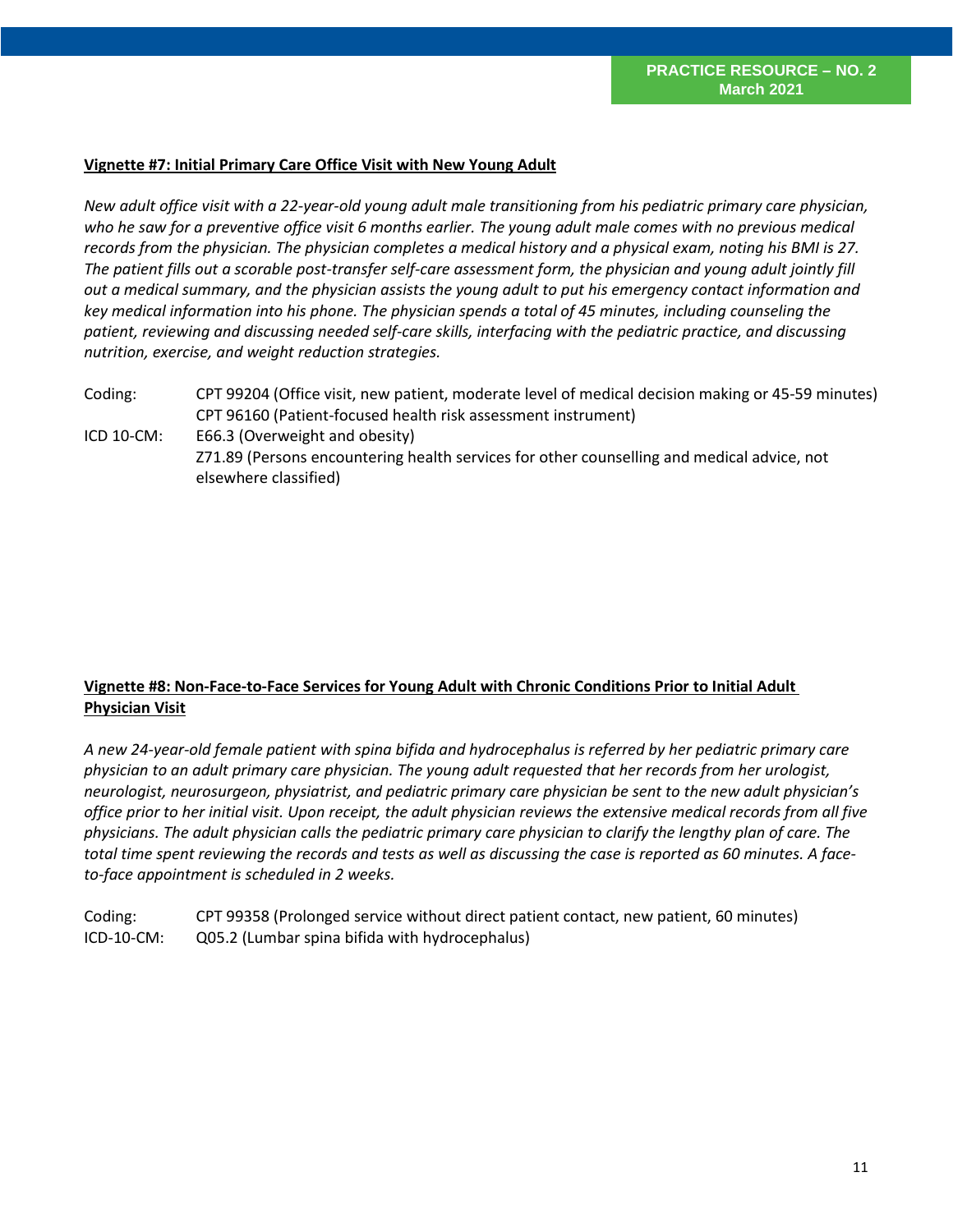## Vignette #7: Initial Primary Care Office Visit with New Young Adult

*New adult office visit with a 22-year-old young adult male transitioning from his pediatric primary care physician, who he saw for a preventive office visit 6 months earlier. The young adult male comes with no previous medical records from the physician. The physician completes a medical history and a physical exam, noting his BMI is 27. The patient fills out a scorable post-transfer self-care assessment form, the physician and young adult jointly fill out a medical summary, and the physician assists the young adult to put his emergency contact information and key medical information into his phone. The physician spends a total of 45 minutes, including counseling the patient, reviewing and discussing needed self-care skills, interfacing with the pediatric practice, and discussing nutrition, exercise, and weight reduction strategies.*

| | |
|---|---|
| Coding: | CPT 99204 (Office visit, new patient, moderate level of medical decision making or 45-59 minutes) |
| | CPT 96160 (Patient-focused health risk assessment instrument) |
| ICD 10-CM: | E66.3 (Overweight and obesity) |
| | Z71.89 (Persons encountering health services for other counselling and medical advice, not elsewhere classified) |

## Vignette #8: Non-Face-to-Face Services for Young Adult with Chronic Conditions Prior to Initial Adult Physician Visit

*A new 24-year-old female patient with spina bifida and hydrocephalus is referred by her pediatric primary care physician to an adult primary care physician. The young adult requested that her records from her urologist, neurologist, neurosurgeon, physiatrist, and pediatric primary care physician be sent to the new adult physician's office prior to her initial visit. Upon receipt, the adult physician reviews the extensive medical records from all five physicians. The adult physician calls the pediatric primary care physician to clarify the lengthy plan of care. The total time spent reviewing the records and tests as well as discussing the case is reported as 60 minutes. A face-to-face appointment is scheduled in 2 weeks.*

| | |
|---|---|
| Coding: | CPT 99358 (Prolonged service without direct patient contact, new patient, 60 minutes) |
| ICD-10-CM: | Q05.2 (Lumbar spina bifida with hydrocephalus) |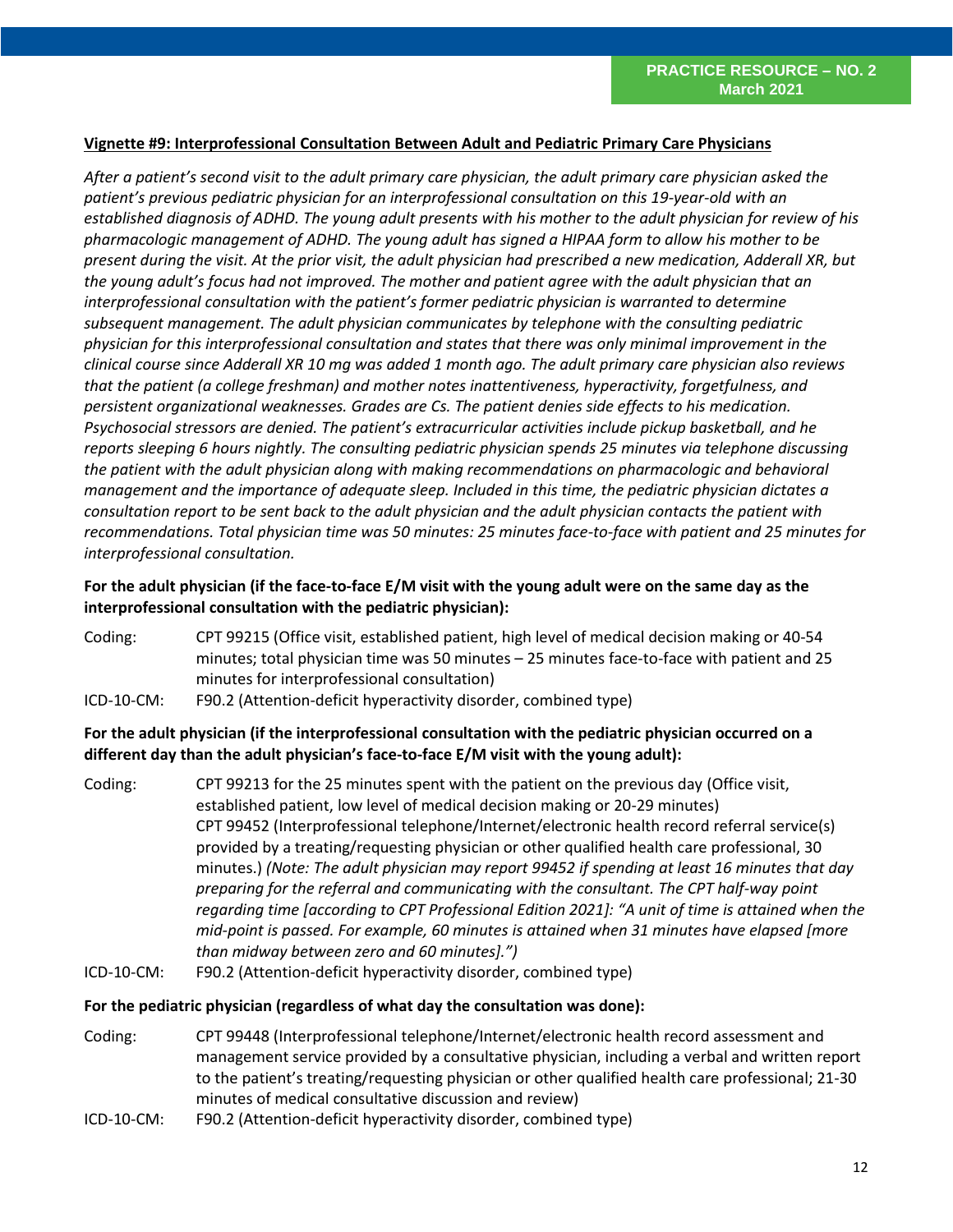### Vignette #9: Interprofessional Consultation Between Adult and Pediatric Primary Care Physicians

*After a patient's second visit to the adult primary care physician, the adult primary care physician asked the patient's previous pediatric physician for an interprofessional consultation on this 19-year-old with an established diagnosis of ADHD. The young adult presents with his mother to the adult physician for review of his pharmacologic management of ADHD. The young adult has signed a HIPAA form to allow his mother to be present during the visit. At the prior visit, the adult physician had prescribed a new medication, Adderall XR, but the young adult's focus had not improved. The mother and patient agree with the adult physician that an interprofessional consultation with the patient's former pediatric physician is warranted to determine subsequent management. The adult physician communicates by telephone with the consulting pediatric physician for this interprofessional consultation and states that there was only minimal improvement in the clinical course since Adderall XR 10 mg was added 1 month ago. The adult primary care physician also reviews that the patient (a college freshman) and mother notes inattentiveness, hyperactivity, forgetfulness, and persistent organizational weaknesses. Grades are Cs. The patient denies side effects to his medication. Psychosocial stressors are denied. The patient's extracurricular activities include pickup basketball, and he reports sleeping 6 hours nightly. The consulting pediatric physician spends 25 minutes via telephone discussing the patient with the adult physician along with making recommendations on pharmacologic and behavioral management and the importance of adequate sleep. Included in this time, the pediatric physician dictates a consultation report to be sent back to the adult physician and the adult physician contacts the patient with recommendations. Total physician time was 50 minutes: 25 minutes face-to-face with patient and 25 minutes for interprofessional consultation.*

**For the adult physician (if the face-to-face E/M visit with the young adult were on the same day as the interprofessional consultation with the pediatric physician):**

Coding: CPT 99215 (Office visit, established patient, high level of medical decision making or 40-54 minutes; total physician time was 50 minutes – 25 minutes face-to-face with patient and 25 minutes for interprofessional consultation)

ICD-10-CM: F90.2 (Attention-deficit hyperactivity disorder, combined type)

**For the adult physician (if the interprofessional consultation with the pediatric physician occurred on a different day than the adult physician's face-to-face E/M visit with the young adult):**

Coding: CPT 99213 for the 25 minutes spent with the patient on the previous day (Office visit, established patient, low level of medical decision making or 20-29 minutes)
CPT 99452 (Interprofessional telephone/Internet/electronic health record referral service(s) provided by a treating/requesting physician or other qualified health care professional, 30 minutes.) *(Note: The adult physician may report 99452 if spending at least 16 minutes that day preparing for the referral and communicating with the consultant. The CPT half-way point regarding time [according to CPT Professional Edition 2021]: "A unit of time is attained when the mid-point is passed. For example, 60 minutes is attained when 31 minutes have elapsed [more than midway between zero and 60 minutes].")*

ICD-10-CM: F90.2 (Attention-deficit hyperactivity disorder, combined type)

**For the pediatric physician (regardless of what day the consultation was done):**

Coding: CPT 99448 (Interprofessional telephone/Internet/electronic health record assessment and management service provided by a consultative physician, including a verbal and written report to the patient's treating/requesting physician or other qualified health care professional; 21-30 minutes of medical consultative discussion and review)

ICD-10-CM: F90.2 (Attention-deficit hyperactivity disorder, combined type)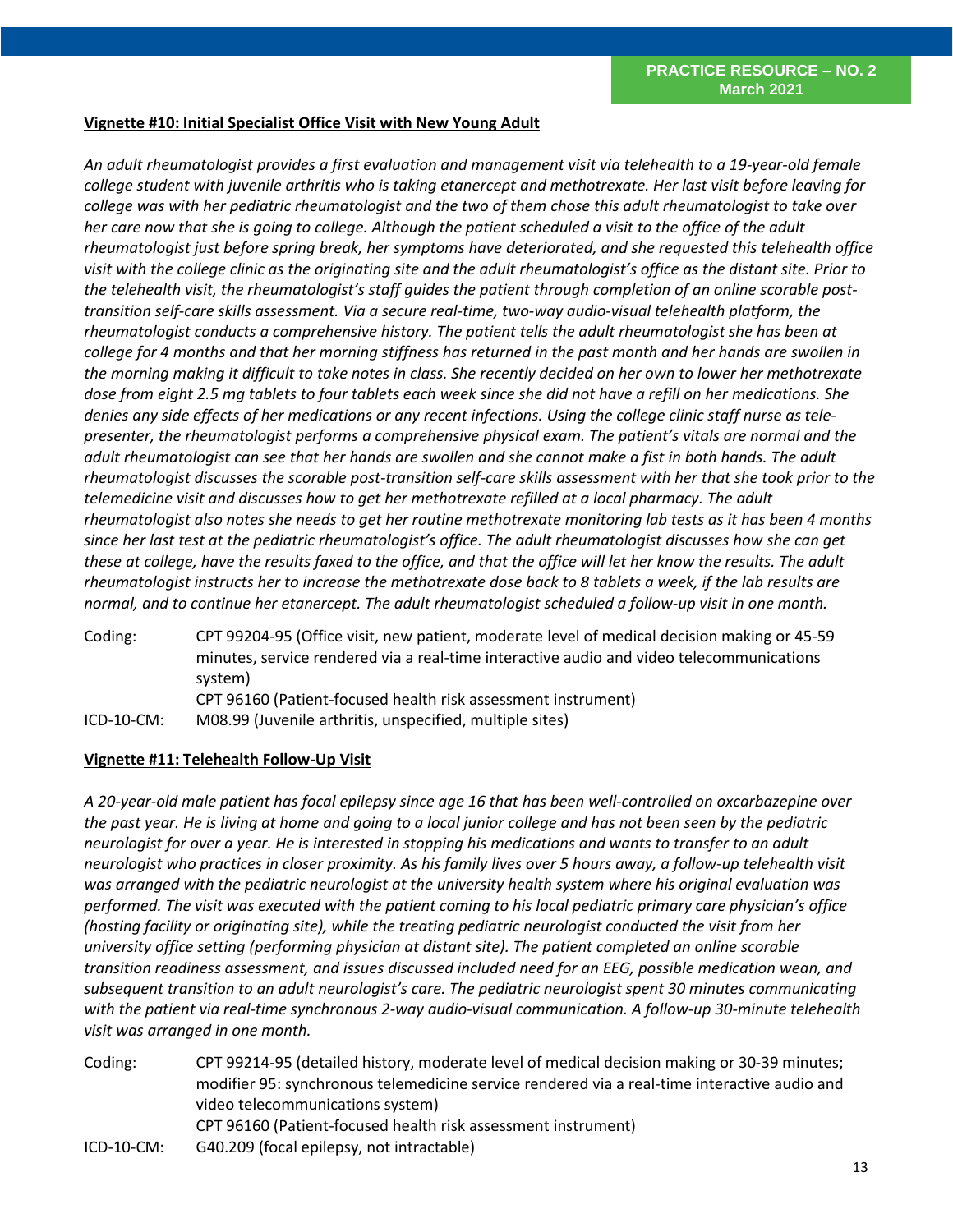**Vignette #10: Initial Specialist Office Visit with New Young Adult**

*An adult rheumatologist provides a first evaluation and management visit via telehealth to a 19-year-old female college student with juvenile arthritis who is taking etanercept and methotrexate. Her last visit before leaving for college was with her pediatric rheumatologist and the two of them chose this adult rheumatologist to take over her care now that she is going to college. Although the patient scheduled a visit to the office of the adult rheumatologist just before spring break, her symptoms have deteriorated, and she requested this telehealth office visit with the college clinic as the originating site and the adult rheumatologist's office as the distant site. Prior to the telehealth visit, the rheumatologist's staff guides the patient through completion of an online scorable post-transition self-care skills assessment. Via a secure real-time, two-way audio-visual telehealth platform, the rheumatologist conducts a comprehensive history. The patient tells the adult rheumatologist she has been at college for 4 months and that her morning stiffness has returned in the past month and her hands are swollen in the morning making it difficult to take notes in class. She recently decided on her own to lower her methotrexate dose from eight 2.5 mg tablets to four tablets each week since she did not have a refill on her medications. She denies any side effects of her medications or any recent infections. Using the college clinic staff nurse as tele-presenter, the rheumatologist performs a comprehensive physical exam. The patient's vitals are normal and the adult rheumatologist can see that her hands are swollen and she cannot make a fist in both hands. The adult rheumatologist discusses the scorable post-transition self-care skills assessment with her that she took prior to the telemedicine visit and discusses how to get her methotrexate refilled at a local pharmacy. The adult rheumatologist also notes she needs to get her routine methotrexate monitoring lab tests as it has been 4 months since her last test at the pediatric rheumatologist's office. The adult rheumatologist discusses how she can get these at college, have the results faxed to the office, and that the office will let her know the results. The adult rheumatologist instructs her to increase the methotrexate dose back to 8 tablets a week, if the lab results are normal, and to continue her etanercept. The adult rheumatologist scheduled a follow-up visit in one month.*

Coding: CPT 99204-95 (Office visit, new patient, moderate level of medical decision making or 45-59 minutes, service rendered via a real-time interactive audio and video telecommunications system)
CPT 96160 (Patient-focused health risk assessment instrument)

ICD-10-CM: M08.99 (Juvenile arthritis, unspecified, multiple sites)

**Vignette #11: Telehealth Follow-Up Visit**

*A 20-year-old male patient has focal epilepsy since age 16 that has been well-controlled on oxcarbazepine over the past year. He is living at home and going to a local junior college and has not been seen by the pediatric neurologist for over a year. He is interested in stopping his medications and wants to transfer to an adult neurologist who practices in closer proximity. As his family lives over 5 hours away, a follow-up telehealth visit was arranged with the pediatric neurologist at the university health system where his original evaluation was performed. The visit was executed with the patient coming to his local pediatric primary care physician's office (hosting facility or originating site), while the treating pediatric neurologist conducted the visit from her university office setting (performing physician at distant site). The patient completed an online scorable transition readiness assessment, and issues discussed included need for an EEG, possible medication wean, and subsequent transition to an adult neurologist's care. The pediatric neurologist spent 30 minutes communicating with the patient via real-time synchronous 2-way audio-visual communication. A follow-up 30-minute telehealth visit was arranged in one month.*

Coding: CPT 99214-95 (detailed history, moderate level of medical decision making or 30-39 minutes; modifier 95: synchronous telemedicine service rendered via a real-time interactive audio and video telecommunications system)
CPT 96160 (Patient-focused health risk assessment instrument)

ICD-10-CM: G40.209 (focal epilepsy, not intractable)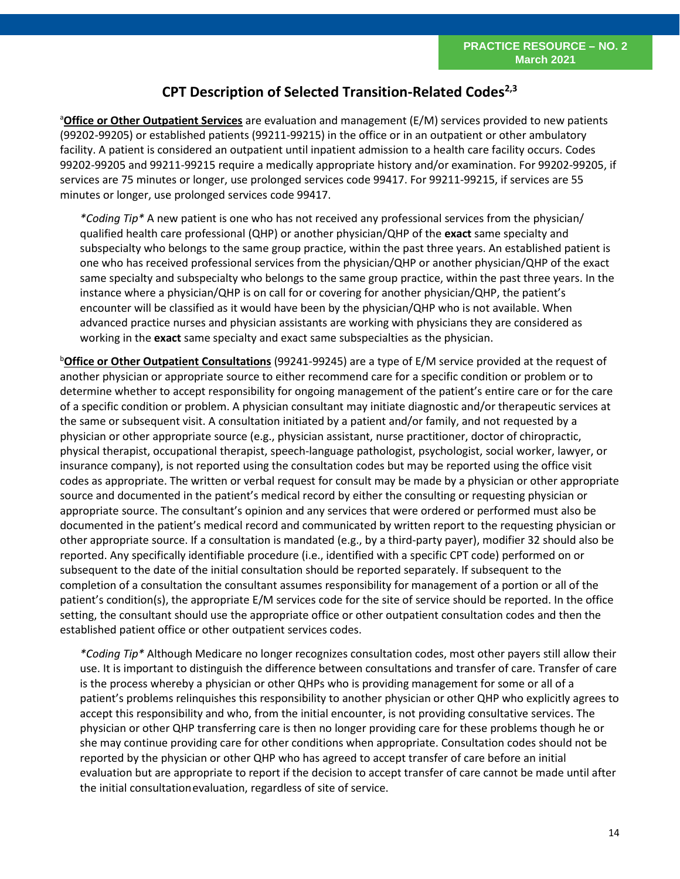## CPT Description of Selected Transition-Related Codes[2,3]

[a]**Office or Other Outpatient Services** are evaluation and management (E/M) services provided to new patients (99202-99205) or established patients (99211-99215) in the office or in an outpatient or other ambulatory facility. A patient is considered an outpatient until inpatient admission to a health care facility occurs. Codes 99202-99205 and 99211-99215 require a medically appropriate history and/or examination. For 99202-99205, if services are 75 minutes or longer, use prolonged services code 99417. For 99211-99215, if services are 55 minutes or longer, use prolonged services code 99417.

> *\*Coding Tip\** A new patient is one who has not received any professional services from the physician/ qualified health care professional (QHP) or another physician/QHP of the **exact** same specialty and subspecialty who belongs to the same group practice, within the past three years. An established patient is one who has received professional services from the physician/QHP or another physician/QHP of the exact same specialty and subspecialty who belongs to the same group practice, within the past three years. In the instance where a physician/QHP is on call for or covering for another physician/QHP, the patient's encounter will be classified as it would have been by the physician/QHP who is not available. When advanced practice nurses and physician assistants are working with physicians they are considered as working in the **exact** same specialty and exact same subspecialties as the physician.

[b]**Office or Other Outpatient Consultations** (99241-99245) are a type of E/M service provided at the request of another physician or appropriate source to either recommend care for a specific condition or problem or to determine whether to accept responsibility for ongoing management of the patient's entire care or for the care of a specific condition or problem. A physician consultant may initiate diagnostic and/or therapeutic services at the same or subsequent visit. A consultation initiated by a patient and/or family, and not requested by a physician or other appropriate source (e.g., physician assistant, nurse practitioner, doctor of chiropractic, physical therapist, occupational therapist, speech-language pathologist, psychologist, social worker, lawyer, or insurance company), is not reported using the consultation codes but may be reported using the office visit codes as appropriate. The written or verbal request for consult may be made by a physician or other appropriate source and documented in the patient's medical record by either the consulting or requesting physician or appropriate source. The consultant's opinion and any services that were ordered or performed must also be documented in the patient's medical record and communicated by written report to the requesting physician or other appropriate source. If a consultation is mandated (e.g., by a third-party payer), modifier 32 should also be reported. Any specifically identifiable procedure (i.e., identified with a specific CPT code) performed on or subsequent to the date of the initial consultation should be reported separately. If subsequent to the completion of a consultation the consultant assumes responsibility for management of a portion or all of the patient's condition(s), the appropriate E/M services code for the site of service should be reported. In the office setting, the consultant should use the appropriate office or other outpatient consultation codes and then the established patient office or other outpatient services codes.

> *\*Coding Tip\** Although Medicare no longer recognizes consultation codes, most other payers still allow their use. It is important to distinguish the difference between consultations and transfer of care. Transfer of care is the process whereby a physician or other QHPs who is providing management for some or all of a patient's problems relinquishes this responsibility to another physician or other QHP who explicitly agrees to accept this responsibility and who, from the initial encounter, is not providing consultative services. The physician or other QHP transferring care is then no longer providing care for these problems though he or she may continue providing care for other conditions when appropriate. Consultation codes should not be reported by the physician or other QHP who has agreed to accept transfer of care before an initial evaluation but are appropriate to report if the decision to accept transfer of care cannot be made until after the initial consultationevaluation, regardless of site of service.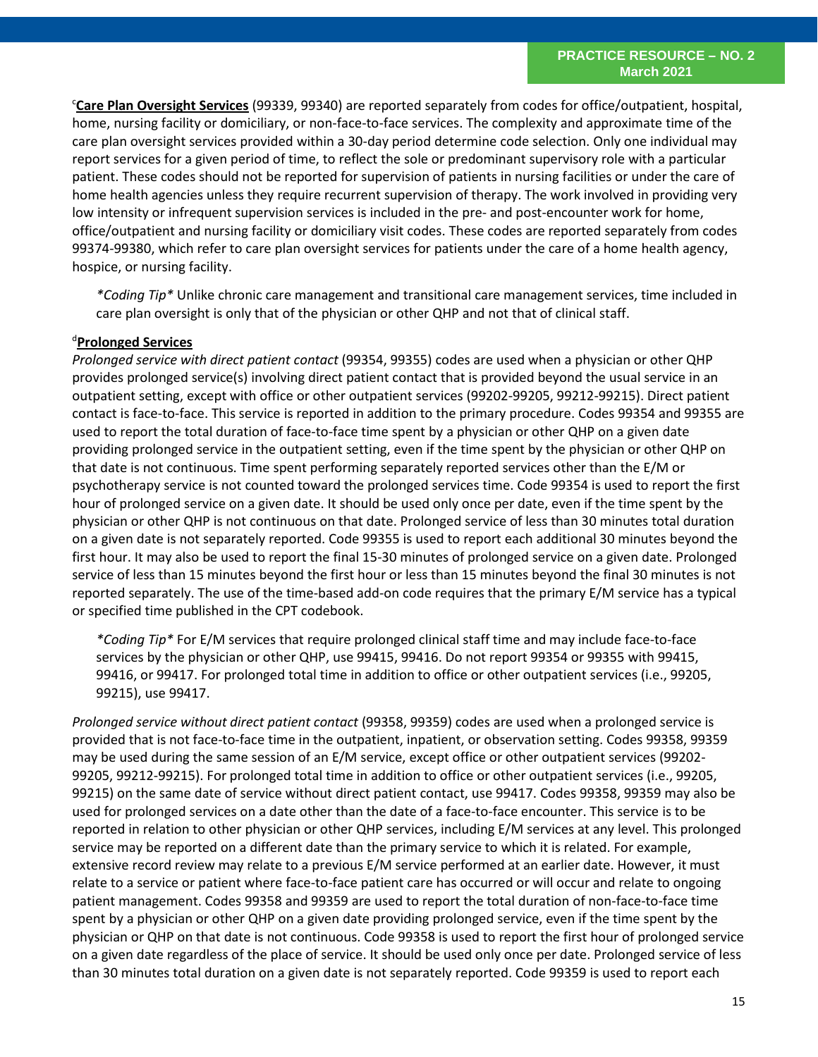[c]**Care Plan Oversight Services** (99339, 99340) are reported separately from codes for office/outpatient, hospital, home, nursing facility or domiciliary, or non-face-to-face services. The complexity and approximate time of the care plan oversight services provided within a 30-day period determine code selection. Only one individual may report services for a given period of time, to reflect the sole or predominant supervisory role with a particular patient. These codes should not be reported for supervision of patients in nursing facilities or under the care of home health agencies unless they require recurrent supervision of therapy. The work involved in providing very low intensity or infrequent supervision services is included in the pre- and post-encounter work for home, office/outpatient and nursing facility or domiciliary visit codes. These codes are reported separately from codes 99374-99380, which refer to care plan oversight services for patients under the care of a home health agency, hospice, or nursing facility.

> *\*Coding Tip\** Unlike chronic care management and transitional care management services, time included in care plan oversight is only that of the physician or other QHP and not that of clinical staff.

[d]**Prolonged Services**

*Prolonged service with direct patient contact* (99354, 99355) codes are used when a physician or other QHP provides prolonged service(s) involving direct patient contact that is provided beyond the usual service in an outpatient setting, except with office or other outpatient services (99202-99205, 99212-99215). Direct patient contact is face-to-face. This service is reported in addition to the primary procedure. Codes 99354 and 99355 are used to report the total duration of face-to-face time spent by a physician or other QHP on a given date providing prolonged service in the outpatient setting, even if the time spent by the physician or other QHP on that date is not continuous. Time spent performing separately reported services other than the E/M or psychotherapy service is not counted toward the prolonged services time. Code 99354 is used to report the first hour of prolonged service on a given date. It should be used only once per date, even if the time spent by the physician or other QHP is not continuous on that date. Prolonged service of less than 30 minutes total duration on a given date is not separately reported. Code 99355 is used to report each additional 30 minutes beyond the first hour. It may also be used to report the final 15-30 minutes of prolonged service on a given date. Prolonged service of less than 15 minutes beyond the first hour or less than 15 minutes beyond the final 30 minutes is not reported separately. The use of the time-based add-on code requires that the primary E/M service has a typical or specified time published in the CPT codebook.

> *\*Coding Tip\** For E/M services that require prolonged clinical staff time and may include face-to-face services by the physician or other QHP, use 99415, 99416. Do not report 99354 or 99355 with 99415, 99416, or 99417. For prolonged total time in addition to office or other outpatient services (i.e., 99205, 99215), use 99417.

*Prolonged service without direct patient contact* (99358, 99359) codes are used when a prolonged service is provided that is not face-to-face time in the outpatient, inpatient, or observation setting. Codes 99358, 99359 may be used during the same session of an E/M service, except office or other outpatient services (99202-99205, 99212-99215). For prolonged total time in addition to office or other outpatient services (i.e., 99205, 99215) on the same date of service without direct patient contact, use 99417. Codes 99358, 99359 may also be used for prolonged services on a date other than the date of a face-to-face encounter. This service is to be reported in relation to other physician or other QHP services, including E/M services at any level. This prolonged service may be reported on a different date than the primary service to which it is related. For example, extensive record review may relate to a previous E/M service performed at an earlier date. However, it must relate to a service or patient where face-to-face patient care has occurred or will occur and relate to ongoing patient management. Codes 99358 and 99359 are used to report the total duration of non-face-to-face time spent by a physician or other QHP on a given date providing prolonged service, even if the time spent by the physician or QHP on that date is not continuous. Code 99358 is used to report the first hour of prolonged service on a given date regardless of the place of service. It should be used only once per date. Prolonged service of less than 30 minutes total duration on a given date is not separately reported. Code 99359 is used to report each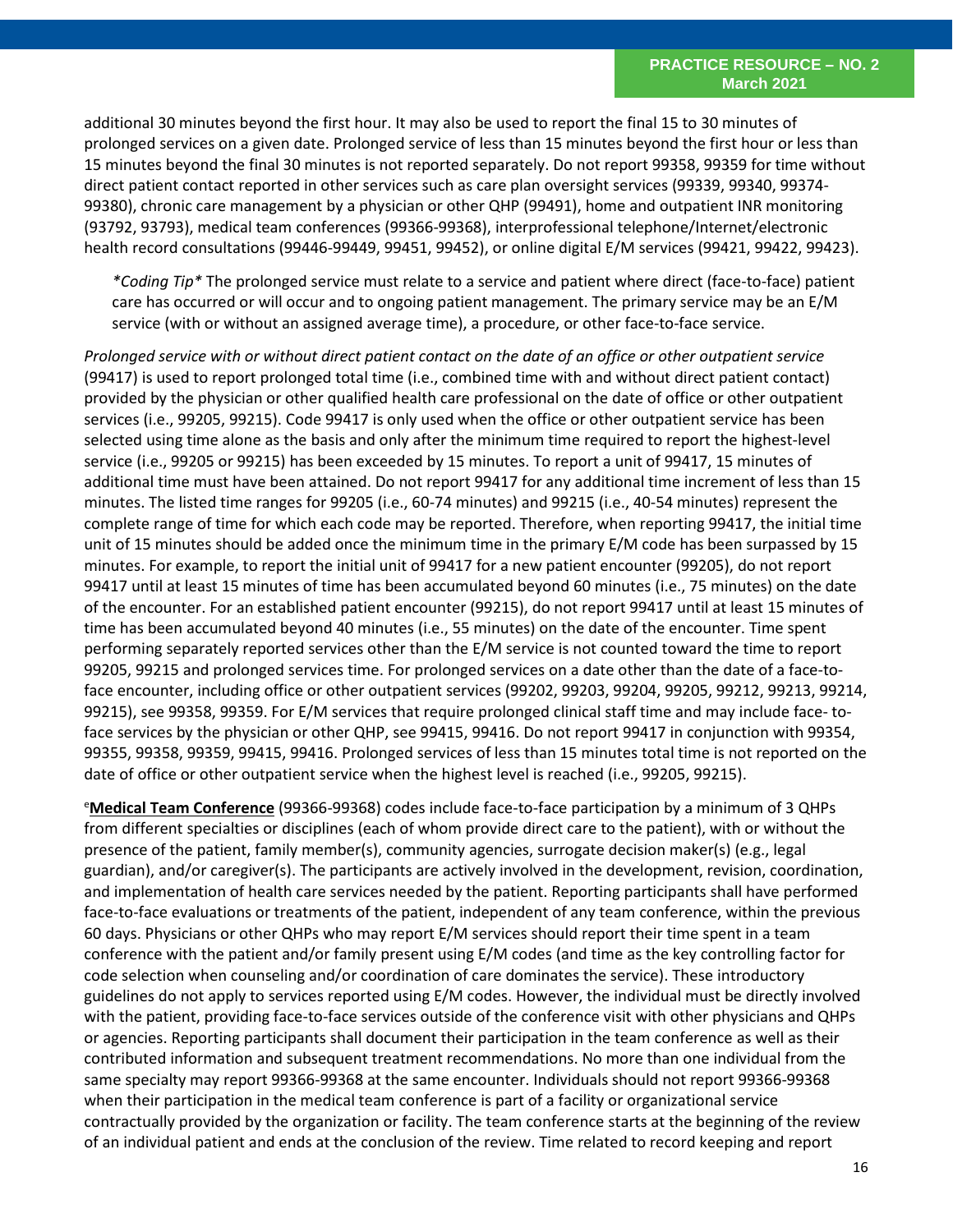additional 30 minutes beyond the first hour. It may also be used to report the final 15 to 30 minutes of prolonged services on a given date. Prolonged service of less than 15 minutes beyond the first hour or less than 15 minutes beyond the final 30 minutes is not reported separately. Do not report 99358, 99359 for time without direct patient contact reported in other services such as care plan oversight services (99339, 99340, 99374-99380), chronic care management by a physician or other QHP (99491), home and outpatient INR monitoring (93792, 93793), medical team conferences (99366-99368), interprofessional telephone/Internet/electronic health record consultations (99446-99449, 99451, 99452), or online digital E/M services (99421, 99422, 99423).

> *\*Coding Tip\** The prolonged service must relate to a service and patient where direct (face-to-face) patient care has occurred or will occur and to ongoing patient management. The primary service may be an E/M service (with or without an assigned average time), a procedure, or other face-to-face service.

*Prolonged service with or without direct patient contact on the date of an office or other outpatient service* (99417) is used to report prolonged total time (i.e., combined time with and without direct patient contact) provided by the physician or other qualified health care professional on the date of office or other outpatient services (i.e., 99205, 99215). Code 99417 is only used when the office or other outpatient service has been selected using time alone as the basis and only after the minimum time required to report the highest-level service (i.e., 99205 or 99215) has been exceeded by 15 minutes. To report a unit of 99417, 15 minutes of additional time must have been attained. Do not report 99417 for any additional time increment of less than 15 minutes. The listed time ranges for 99205 (i.e., 60-74 minutes) and 99215 (i.e., 40-54 minutes) represent the complete range of time for which each code may be reported. Therefore, when reporting 99417, the initial time unit of 15 minutes should be added once the minimum time in the primary E/M code has been surpassed by 15 minutes. For example, to report the initial unit of 99417 for a new patient encounter (99205), do not report 99417 until at least 15 minutes of time has been accumulated beyond 60 minutes (i.e., 75 minutes) on the date of the encounter. For an established patient encounter (99215), do not report 99417 until at least 15 minutes of time has been accumulated beyond 40 minutes (i.e., 55 minutes) on the date of the encounter. Time spent performing separately reported services other than the E/M service is not counted toward the time to report 99205, 99215 and prolonged services time. For prolonged services on a date other than the date of a face-to-face encounter, including office or other outpatient services (99202, 99203, 99204, 99205, 99212, 99213, 99214, 99215), see 99358, 99359. For E/M services that require prolonged clinical staff time and may include face- to-face services by the physician or other QHP, see 99415, 99416. Do not report 99417 in conjunction with 99354, 99355, 99358, 99359, 99415, 99416. Prolonged services of less than 15 minutes total time is not reported on the date of office or other outpatient service when the highest level is reached (i.e., 99205, 99215).

[e]**Medical Team Conference** (99366-99368) codes include face-to-face participation by a minimum of 3 QHPs from different specialties or disciplines (each of whom provide direct care to the patient), with or without the presence of the patient, family member(s), community agencies, surrogate decision maker(s) (e.g., legal guardian), and/or caregiver(s). The participants are actively involved in the development, revision, coordination, and implementation of health care services needed by the patient. Reporting participants shall have performed face-to-face evaluations or treatments of the patient, independent of any team conference, within the previous 60 days. Physicians or other QHPs who may report E/M services should report their time spent in a team conference with the patient and/or family present using E/M codes (and time as the key controlling factor for code selection when counseling and/or coordination of care dominates the service). These introductory guidelines do not apply to services reported using E/M codes. However, the individual must be directly involved with the patient, providing face-to-face services outside of the conference visit with other physicians and QHPs or agencies. Reporting participants shall document their participation in the team conference as well as their contributed information and subsequent treatment recommendations. No more than one individual from the same specialty may report 99366-99368 at the same encounter. Individuals should not report 99366-99368 when their participation in the medical team conference is part of a facility or organizational service contractually provided by the organization or facility. The team conference starts at the beginning of the review of an individual patient and ends at the conclusion of the review. Time related to record keeping and report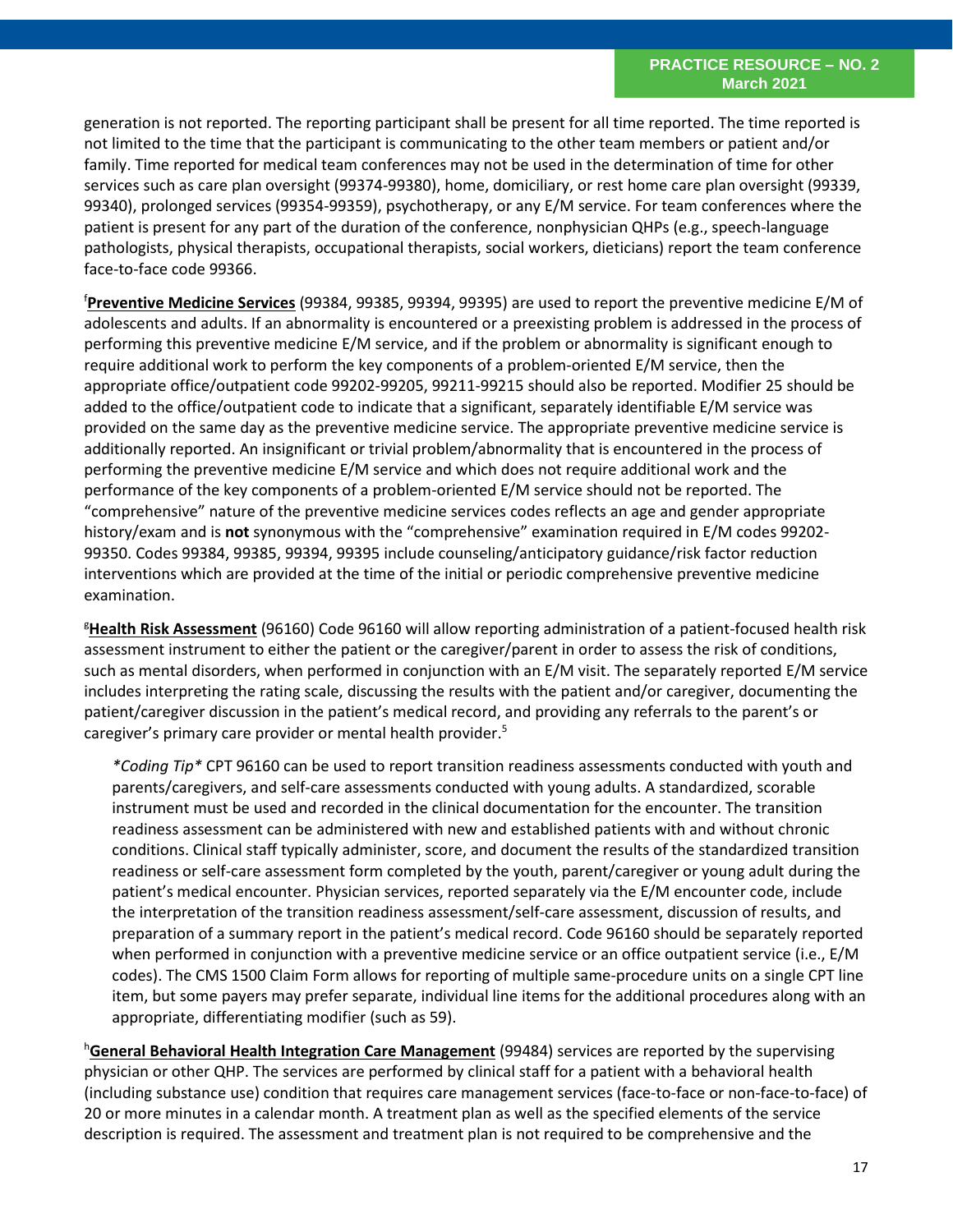generation is not reported. The reporting participant shall be present for all time reported. The time reported is not limited to the time that the participant is communicating to the other team members or patient and/or family. Time reported for medical team conferences may not be used in the determination of time for other services such as care plan oversight (99374-99380), home, domiciliary, or rest home care plan oversight (99339, 99340), prolonged services (99354-99359), psychotherapy, or any E/M service. For team conferences where the patient is present for any part of the duration of the conference, nonphysician QHPs (e.g., speech-language pathologists, physical therapists, occupational therapists, social workers, dieticians) report the team conference face-to-face code 99366.

[f]**Preventive Medicine Services** (99384, 99385, 99394, 99395) are used to report the preventive medicine E/M of adolescents and adults. If an abnormality is encountered or a preexisting problem is addressed in the process of performing this preventive medicine E/M service, and if the problem or abnormality is significant enough to require additional work to perform the key components of a problem-oriented E/M service, then the appropriate office/outpatient code 99202-99205, 99211-99215 should also be reported. Modifier 25 should be added to the office/outpatient code to indicate that a significant, separately identifiable E/M service was provided on the same day as the preventive medicine service. The appropriate preventive medicine service is additionally reported. An insignificant or trivial problem/abnormality that is encountered in the process of performing the preventive medicine E/M service and which does not require additional work and the performance of the key components of a problem-oriented E/M service should not be reported. The "comprehensive" nature of the preventive medicine services codes reflects an age and gender appropriate history/exam and is **not** synonymous with the "comprehensive" examination required in E/M codes 99202-99350. Codes 99384, 99385, 99394, 99395 include counseling/anticipatory guidance/risk factor reduction interventions which are provided at the time of the initial or periodic comprehensive preventive medicine examination.

[g]**Health Risk Assessment** (96160) Code 96160 will allow reporting administration of a patient-focused health risk assessment instrument to either the patient or the caregiver/parent in order to assess the risk of conditions, such as mental disorders, when performed in conjunction with an E/M visit. The separately reported E/M service includes interpreting the rating scale, discussing the results with the patient and/or caregiver, documenting the patient/caregiver discussion in the patient's medical record, and providing any referrals to the parent's or caregiver's primary care provider or mental health provider.[5]

> *\*Coding Tip\** CPT 96160 can be used to report transition readiness assessments conducted with youth and parents/caregivers, and self-care assessments conducted with young adults. A standardized, scorable instrument must be used and recorded in the clinical documentation for the encounter. The transition readiness assessment can be administered with new and established patients with and without chronic conditions. Clinical staff typically administer, score, and document the results of the standardized transition readiness or self-care assessment form completed by the youth, parent/caregiver or young adult during the patient's medical encounter. Physician services, reported separately via the E/M encounter code, include the interpretation of the transition readiness assessment/self-care assessment, discussion of results, and preparation of a summary report in the patient's medical record. Code 96160 should be separately reported when performed in conjunction with a preventive medicine service or an office outpatient service (i.e., E/M codes). The CMS 1500 Claim Form allows for reporting of multiple same-procedure units on a single CPT line item, but some payers may prefer separate, individual line items for the additional procedures along with an appropriate, differentiating modifier (such as 59).

[h]**General Behavioral Health Integration Care Management** (99484) services are reported by the supervising physician or other QHP. The services are performed by clinical staff for a patient with a behavioral health (including substance use) condition that requires care management services (face-to-face or non-face-to-face) of 20 or more minutes in a calendar month. A treatment plan as well as the specified elements of the service description is required. The assessment and treatment plan is not required to be comprehensive and the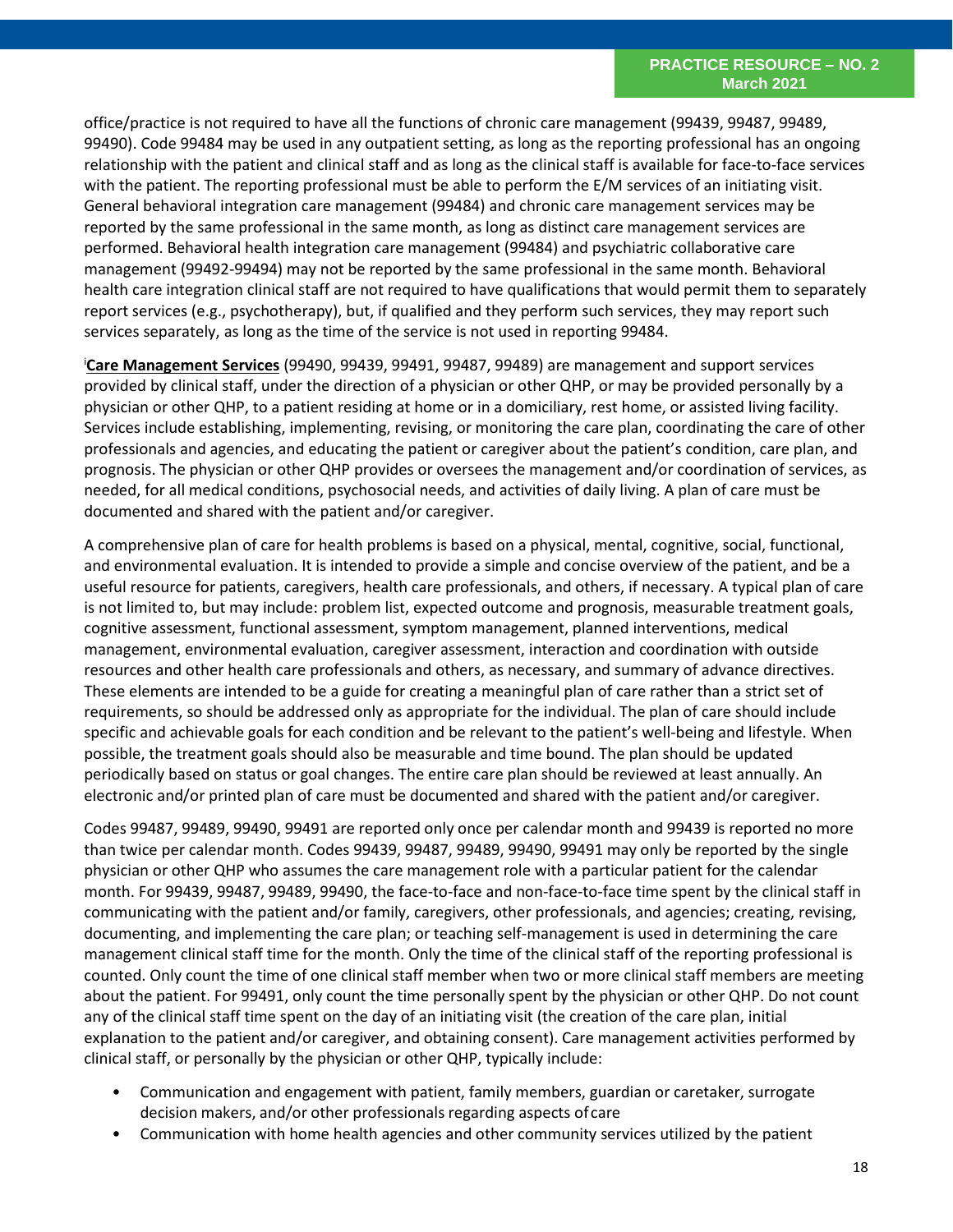office/practice is not required to have all the functions of chronic care management (99439, 99487, 99489, 99490). Code 99484 may be used in any outpatient setting, as long as the reporting professional has an ongoing relationship with the patient and clinical staff and as long as the clinical staff is available for face-to-face services with the patient. The reporting professional must be able to perform the E/M services of an initiating visit. General behavioral integration care management (99484) and chronic care management services may be reported by the same professional in the same month, as long as distinct care management services are performed. Behavioral health integration care management (99484) and psychiatric collaborative care management (99492-99494) may not be reported by the same professional in the same month. Behavioral health care integration clinical staff are not required to have qualifications that would permit them to separately report services (e.g., psychotherapy), but, if qualified and they perform such services, they may report such services separately, as long as the time of the service is not used in reporting 99484.

[i]**Care Management Services** (99490, 99439, 99491, 99487, 99489) are management and support services provided by clinical staff, under the direction of a physician or other QHP, or may be provided personally by a physician or other QHP, to a patient residing at home or in a domiciliary, rest home, or assisted living facility. Services include establishing, implementing, revising, or monitoring the care plan, coordinating the care of other professionals and agencies, and educating the patient or caregiver about the patient's condition, care plan, and prognosis. The physician or other QHP provides or oversees the management and/or coordination of services, as needed, for all medical conditions, psychosocial needs, and activities of daily living. A plan of care must be documented and shared with the patient and/or caregiver.

A comprehensive plan of care for health problems is based on a physical, mental, cognitive, social, functional, and environmental evaluation. It is intended to provide a simple and concise overview of the patient, and be a useful resource for patients, caregivers, health care professionals, and others, if necessary. A typical plan of care is not limited to, but may include: problem list, expected outcome and prognosis, measurable treatment goals, cognitive assessment, functional assessment, symptom management, planned interventions, medical management, environmental evaluation, caregiver assessment, interaction and coordination with outside resources and other health care professionals and others, as necessary, and summary of advance directives. These elements are intended to be a guide for creating a meaningful plan of care rather than a strict set of requirements, so should be addressed only as appropriate for the individual. The plan of care should include specific and achievable goals for each condition and be relevant to the patient's well-being and lifestyle. When possible, the treatment goals should also be measurable and time bound. The plan should be updated periodically based on status or goal changes. The entire care plan should be reviewed at least annually. An electronic and/or printed plan of care must be documented and shared with the patient and/or caregiver.

Codes 99487, 99489, 99490, 99491 are reported only once per calendar month and 99439 is reported no more than twice per calendar month. Codes 99439, 99487, 99489, 99490, 99491 may only be reported by the single physician or other QHP who assumes the care management role with a particular patient for the calendar month. For 99439, 99487, 99489, 99490, the face-to-face and non-face-to-face time spent by the clinical staff in communicating with the patient and/or family, caregivers, other professionals, and agencies; creating, revising, documenting, and implementing the care plan; or teaching self-management is used in determining the care management clinical staff time for the month. Only the time of the clinical staff of the reporting professional is counted. Only count the time of one clinical staff member when two or more clinical staff members are meeting about the patient. For 99491, only count the time personally spent by the physician or other QHP. Do not count any of the clinical staff time spent on the day of an initiating visit (the creation of the care plan, initial explanation to the patient and/or caregiver, and obtaining consent). Care management activities performed by clinical staff, or personally by the physician or other QHP, typically include:

- Communication and engagement with patient, family members, guardian or caretaker, surrogate decision makers, and/or other professionals regarding aspects of care
- Communication with home health agencies and other community services utilized by the patient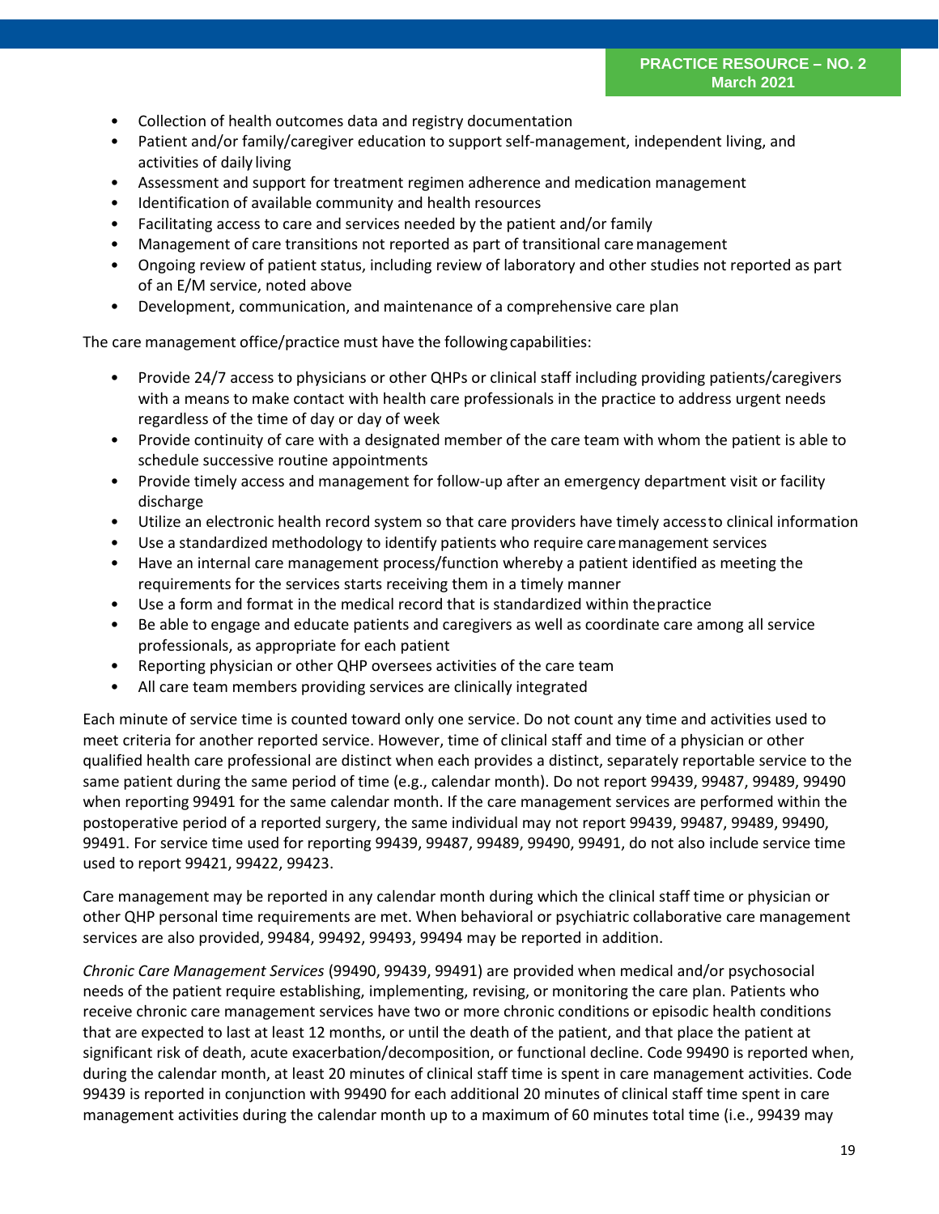- Collection of health outcomes data and registry documentation
- Patient and/or family/caregiver education to support self-management, independent living, and activities of daily living
- Assessment and support for treatment regimen adherence and medication management
- Identification of available community and health resources
- Facilitating access to care and services needed by the patient and/or family
- Management of care transitions not reported as part of transitional care management
- Ongoing review of patient status, including review of laboratory and other studies not reported as part of an E/M service, noted above
- Development, communication, and maintenance of a comprehensive care plan

The care management office/practice must have the following capabilities:

- Provide 24/7 access to physicians or other QHPs or clinical staff including providing patients/caregivers with a means to make contact with health care professionals in the practice to address urgent needs regardless of the time of day or day of week
- Provide continuity of care with a designated member of the care team with whom the patient is able to schedule successive routine appointments
- Provide timely access and management for follow-up after an emergency department visit or facility discharge
- Utilize an electronic health record system so that care providers have timely access to clinical information
- Use a standardized methodology to identify patients who require care management services
- Have an internal care management process/function whereby a patient identified as meeting the requirements for the services starts receiving them in a timely manner
- Use a form and format in the medical record that is standardized within the practice
- Be able to engage and educate patients and caregivers as well as coordinate care among all service professionals, as appropriate for each patient
- Reporting physician or other QHP oversees activities of the care team
- All care team members providing services are clinically integrated

Each minute of service time is counted toward only one service. Do not count any time and activities used to meet criteria for another reported service. However, time of clinical staff and time of a physician or other qualified health care professional are distinct when each provides a distinct, separately reportable service to the same patient during the same period of time (e.g., calendar month). Do not report 99439, 99487, 99489, 99490 when reporting 99491 for the same calendar month. If the care management services are performed within the postoperative period of a reported surgery, the same individual may not report 99439, 99487, 99489, 99490, 99491. For service time used for reporting 99439, 99487, 99489, 99490, 99491, do not also include service time used to report 99421, 99422, 99423.

Care management may be reported in any calendar month during which the clinical staff time or physician or other QHP personal time requirements are met. When behavioral or psychiatric collaborative care management services are also provided, 99484, 99492, 99493, 99494 may be reported in addition.

*Chronic Care Management Services* (99490, 99439, 99491) are provided when medical and/or psychosocial needs of the patient require establishing, implementing, revising, or monitoring the care plan. Patients who receive chronic care management services have two or more chronic conditions or episodic health conditions that are expected to last at least 12 months, or until the death of the patient, and that place the patient at significant risk of death, acute exacerbation/decomposition, or functional decline. Code 99490 is reported when, during the calendar month, at least 20 minutes of clinical staff time is spent in care management activities. Code 99439 is reported in conjunction with 99490 for each additional 20 minutes of clinical staff time spent in care management activities during the calendar month up to a maximum of 60 minutes total time (i.e., 99439 may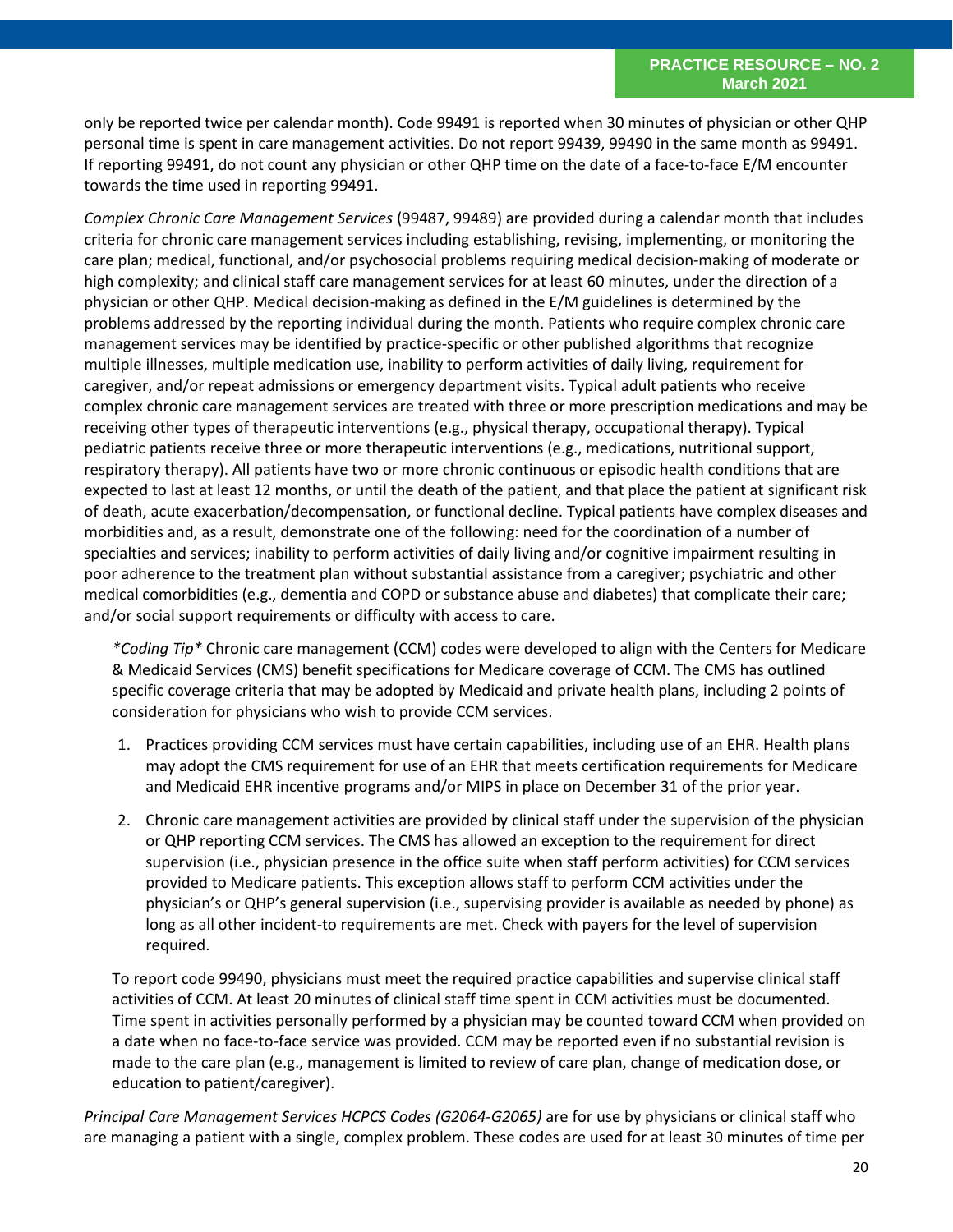only be reported twice per calendar month). Code 99491 is reported when 30 minutes of physician or other QHP personal time is spent in care management activities. Do not report 99439, 99490 in the same month as 99491. If reporting 99491, do not count any physician or other QHP time on the date of a face-to-face E/M encounter towards the time used in reporting 99491.

*Complex Chronic Care Management Services* (99487, 99489) are provided during a calendar month that includes criteria for chronic care management services including establishing, revising, implementing, or monitoring the care plan; medical, functional, and/or psychosocial problems requiring medical decision-making of moderate or high complexity; and clinical staff care management services for at least 60 minutes, under the direction of a physician or other QHP. Medical decision-making as defined in the E/M guidelines is determined by the problems addressed by the reporting individual during the month. Patients who require complex chronic care management services may be identified by practice-specific or other published algorithms that recognize multiple illnesses, multiple medication use, inability to perform activities of daily living, requirement for caregiver, and/or repeat admissions or emergency department visits. Typical adult patients who receive complex chronic care management services are treated with three or more prescription medications and may be receiving other types of therapeutic interventions (e.g., physical therapy, occupational therapy). Typical pediatric patients receive three or more therapeutic interventions (e.g., medications, nutritional support, respiratory therapy). All patients have two or more chronic continuous or episodic health conditions that are expected to last at least 12 months, or until the death of the patient, and that place the patient at significant risk of death, acute exacerbation/decompensation, or functional decline. Typical patients have complex diseases and morbidities and, as a result, demonstrate one of the following: need for the coordination of a number of specialties and services; inability to perform activities of daily living and/or cognitive impairment resulting in poor adherence to the treatment plan without substantial assistance from a caregiver; psychiatric and other medical comorbidities (e.g., dementia and COPD or substance abuse and diabetes) that complicate their care; and/or social support requirements or difficulty with access to care.

*\*Coding Tip\** Chronic care management (CCM) codes were developed to align with the Centers for Medicare & Medicaid Services (CMS) benefit specifications for Medicare coverage of CCM. The CMS has outlined specific coverage criteria that may be adopted by Medicaid and private health plans, including 2 points of consideration for physicians who wish to provide CCM services.

1. Practices providing CCM services must have certain capabilities, including use of an EHR. Health plans may adopt the CMS requirement for use of an EHR that meets certification requirements for Medicare and Medicaid EHR incentive programs and/or MIPS in place on December 31 of the prior year.
2. Chronic care management activities are provided by clinical staff under the supervision of the physician or QHP reporting CCM services. The CMS has allowed an exception to the requirement for direct supervision (i.e., physician presence in the office suite when staff perform activities) for CCM services provided to Medicare patients. This exception allows staff to perform CCM activities under the physician's or QHP's general supervision (i.e., supervising provider is available as needed by phone) as long as all other incident-to requirements are met. Check with payers for the level of supervision required.

To report code 99490, physicians must meet the required practice capabilities and supervise clinical staff activities of CCM. At least 20 minutes of clinical staff time spent in CCM activities must be documented. Time spent in activities personally performed by a physician may be counted toward CCM when provided on a date when no face-to-face service was provided. CCM may be reported even if no substantial revision is made to the care plan (e.g., management is limited to review of care plan, change of medication dose, or education to patient/caregiver).

*Principal Care Management Services HCPCS Codes (G2064-G2065)* are for use by physicians or clinical staff who are managing a patient with a single, complex problem. These codes are used for at least 30 minutes of time per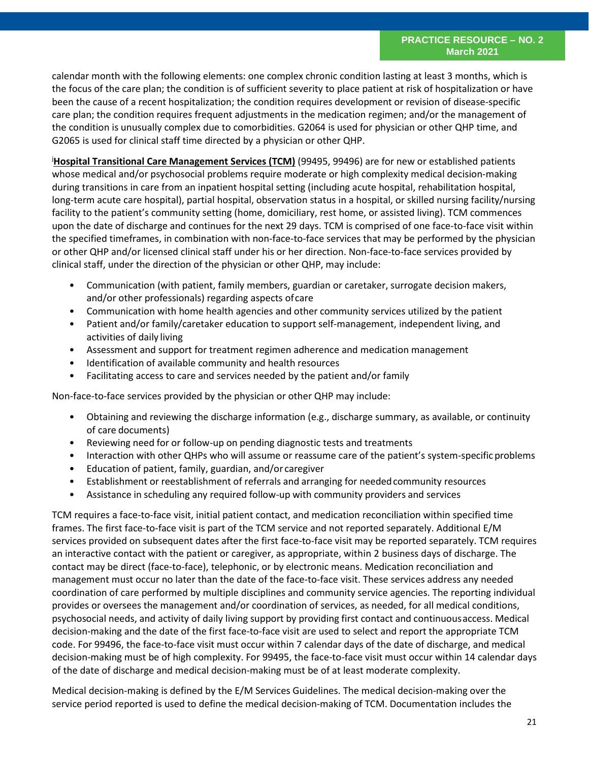calendar month with the following elements: one complex chronic condition lasting at least 3 months, which is the focus of the care plan; the condition is of sufficient severity to place patient at risk of hospitalization or have been the cause of a recent hospitalization; the condition requires development or revision of disease-specific care plan; the condition requires frequent adjustments in the medication regimen; and/or the management of the condition is unusually complex due to comorbidities. G2064 is used for physician or other QHP time, and G2065 is used for clinical staff time directed by a physician or other QHP.

[j]**Hospital Transitional Care Management Services (TCM)** (99495, 99496) are for new or established patients whose medical and/or psychosocial problems require moderate or high complexity medical decision-making during transitions in care from an inpatient hospital setting (including acute hospital, rehabilitation hospital, long-term acute care hospital), partial hospital, observation status in a hospital, or skilled nursing facility/nursing facility to the patient's community setting (home, domiciliary, rest home, or assisted living). TCM commences upon the date of discharge and continues for the next 29 days. TCM is comprised of one face-to-face visit within the specified timeframes, in combination with non-face-to-face services that may be performed by the physician or other QHP and/or licensed clinical staff under his or her direction. Non-face-to-face services provided by clinical staff, under the direction of the physician or other QHP, may include:

- Communication (with patient, family members, guardian or caretaker, surrogate decision makers, and/or other professionals) regarding aspects of care
- Communication with home health agencies and other community services utilized by the patient
- Patient and/or family/caretaker education to support self-management, independent living, and activities of daily living
- Assessment and support for treatment regimen adherence and medication management
- Identification of available community and health resources
- Facilitating access to care and services needed by the patient and/or family

Non-face-to-face services provided by the physician or other QHP may include:

- Obtaining and reviewing the discharge information (e.g., discharge summary, as available, or continuity of care documents)
- Reviewing need for or follow-up on pending diagnostic tests and treatments
- Interaction with other QHPs who will assume or reassume care of the patient's system-specific problems
- Education of patient, family, guardian, and/or caregiver
- Establishment or reestablishment of referrals and arranging for needed community resources
- Assistance in scheduling any required follow-up with community providers and services

TCM requires a face-to-face visit, initial patient contact, and medication reconciliation within specified time frames. The first face-to-face visit is part of the TCM service and not reported separately. Additional E/M services provided on subsequent dates after the first face-to-face visit may be reported separately. TCM requires an interactive contact with the patient or caregiver, as appropriate, within 2 business days of discharge. The contact may be direct (face-to-face), telephonic, or by electronic means. Medication reconciliation and management must occur no later than the date of the face-to-face visit. These services address any needed coordination of care performed by multiple disciplines and community service agencies. The reporting individual provides or oversees the management and/or coordination of services, as needed, for all medical conditions, psychosocial needs, and activity of daily living support by providing first contact and continuous access. Medical decision-making and the date of the first face-to-face visit are used to select and report the appropriate TCM code. For 99496, the face-to-face visit must occur within 7 calendar days of the date of discharge, and medical decision-making must be of high complexity. For 99495, the face-to-face visit must occur within 14 calendar days of the date of discharge and medical decision-making must be of at least moderate complexity.

Medical decision-making is defined by the E/M Services Guidelines. The medical decision-making over the service period reported is used to define the medical decision-making of TCM. Documentation includes the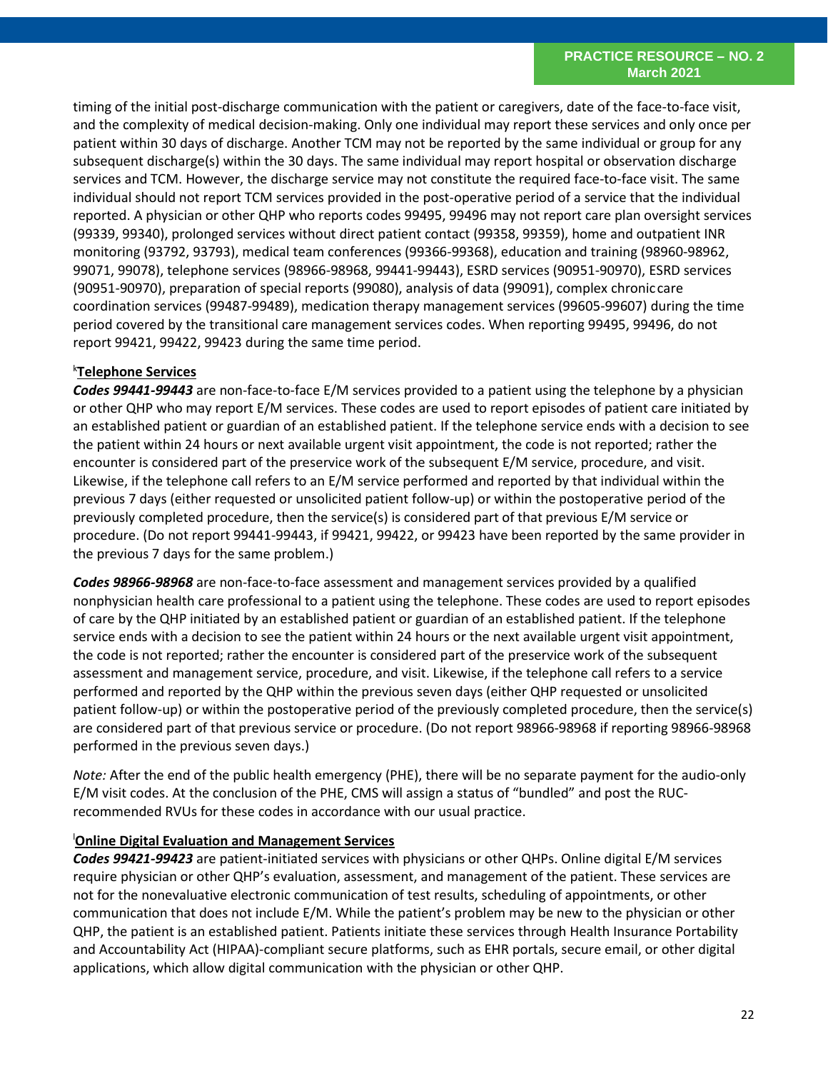timing of the initial post-discharge communication with the patient or caregivers, date of the face-to-face visit, and the complexity of medical decision-making. Only one individual may report these services and only once per patient within 30 days of discharge. Another TCM may not be reported by the same individual or group for any subsequent discharge(s) within the 30 days. The same individual may report hospital or observation discharge services and TCM. However, the discharge service may not constitute the required face-to-face visit. The same individual should not report TCM services provided in the post-operative period of a service that the individual reported. A physician or other QHP who reports codes 99495, 99496 may not report care plan oversight services (99339, 99340), prolonged services without direct patient contact (99358, 99359), home and outpatient INR monitoring (93792, 93793), medical team conferences (99366-99368), education and training (98960-98962, 99071, 99078), telephone services (98966-98968, 99441-99443), ESRD services (90951-90970), ESRD services (90951-90970), preparation of special reports (99080), analysis of data (99091), complex chronic care coordination services (99487-99489), medication therapy management services (99605-99607) during the time period covered by the transitional care management services codes. When reporting 99495, 99496, do not report 99421, 99422, 99423 during the same time period.

[k]**Telephone Services**

***Codes 99441-99443*** are non-face-to-face E/M services provided to a patient using the telephone by a physician or other QHP who may report E/M services. These codes are used to report episodes of patient care initiated by an established patient or guardian of an established patient. If the telephone service ends with a decision to see the patient within 24 hours or next available urgent visit appointment, the code is not reported; rather the encounter is considered part of the preservice work of the subsequent E/M service, procedure, and visit. Likewise, if the telephone call refers to an E/M service performed and reported by that individual within the previous 7 days (either requested or unsolicited patient follow-up) or within the postoperative period of the previously completed procedure, then the service(s) is considered part of that previous E/M service or procedure. (Do not report 99441-99443, if 99421, 99422, or 99423 have been reported by the same provider in the previous 7 days for the same problem.)

***Codes 98966-98968*** are non-face-to-face assessment and management services provided by a qualified nonphysician health care professional to a patient using the telephone. These codes are used to report episodes of care by the QHP initiated by an established patient or guardian of an established patient. If the telephone service ends with a decision to see the patient within 24 hours or the next available urgent visit appointment, the code is not reported; rather the encounter is considered part of the preservice work of the subsequent assessment and management service, procedure, and visit. Likewise, if the telephone call refers to a service performed and reported by the QHP within the previous seven days (either QHP requested or unsolicited patient follow-up) or within the postoperative period of the previously completed procedure, then the service(s) are considered part of that previous service or procedure. (Do not report 98966-98968 if reporting 98966-98968 performed in the previous seven days.)

*Note:* After the end of the public health emergency (PHE), there will be no separate payment for the audio-only E/M visit codes. At the conclusion of the PHE, CMS will assign a status of "bundled" and post the RUC-recommended RVUs for these codes in accordance with our usual practice.

[l]**Online Digital Evaluation and Management Services**

***Codes 99421-99423*** are patient-initiated services with physicians or other QHPs. Online digital E/M services require physician or other QHP's evaluation, assessment, and management of the patient. These services are not for the nonevaluative electronic communication of test results, scheduling of appointments, or other communication that does not include E/M. While the patient's problem may be new to the physician or other QHP, the patient is an established patient. Patients initiate these services through Health Insurance Portability and Accountability Act (HIPAA)-compliant secure platforms, such as EHR portals, secure email, or other digital applications, which allow digital communication with the physician or other QHP.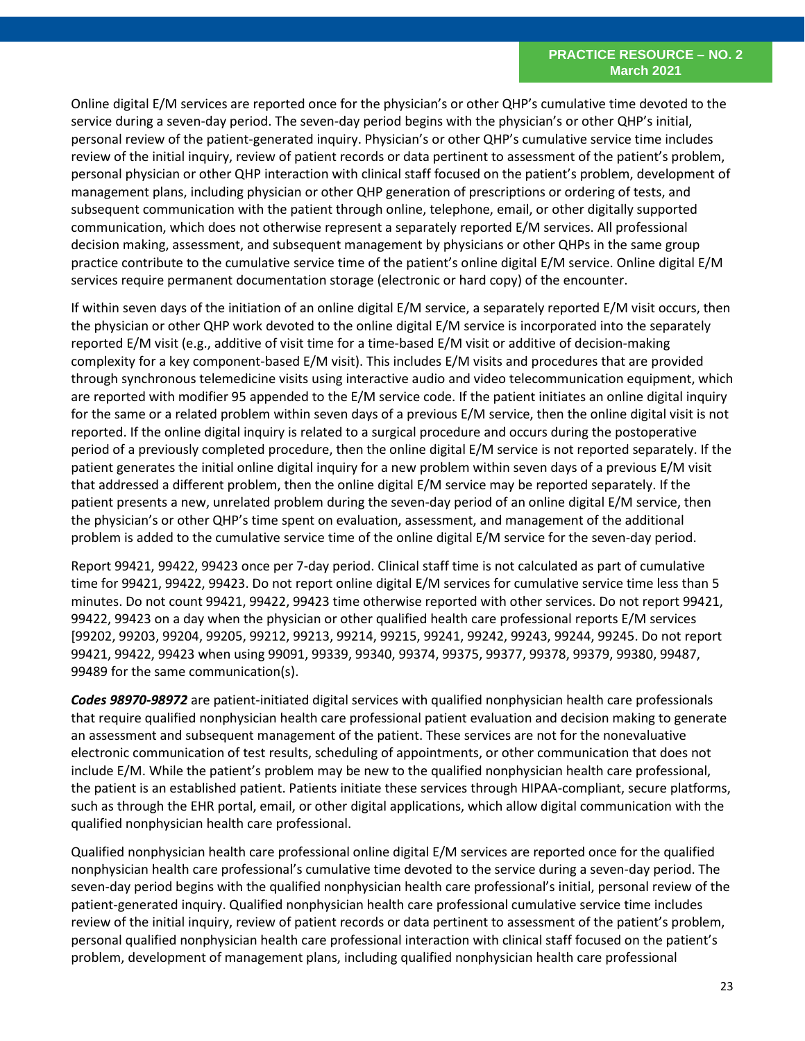Online digital E/M services are reported once for the physician's or other QHP's cumulative time devoted to the service during a seven-day period. The seven-day period begins with the physician's or other QHP's initial, personal review of the patient-generated inquiry. Physician's or other QHP's cumulative service time includes review of the initial inquiry, review of patient records or data pertinent to assessment of the patient's problem, personal physician or other QHP interaction with clinical staff focused on the patient's problem, development of management plans, including physician or other QHP generation of prescriptions or ordering of tests, and subsequent communication with the patient through online, telephone, email, or other digitally supported communication, which does not otherwise represent a separately reported E/M services. All professional decision making, assessment, and subsequent management by physicians or other QHPs in the same group practice contribute to the cumulative service time of the patient's online digital E/M service. Online digital E/M services require permanent documentation storage (electronic or hard copy) of the encounter.

If within seven days of the initiation of an online digital E/M service, a separately reported E/M visit occurs, then the physician or other QHP work devoted to the online digital E/M service is incorporated into the separately reported E/M visit (e.g., additive of visit time for a time-based E/M visit or additive of decision-making complexity for a key component-based E/M visit). This includes E/M visits and procedures that are provided through synchronous telemedicine visits using interactive audio and video telecommunication equipment, which are reported with modifier 95 appended to the E/M service code. If the patient initiates an online digital inquiry for the same or a related problem within seven days of a previous E/M service, then the online digital visit is not reported. If the online digital inquiry is related to a surgical procedure and occurs during the postoperative period of a previously completed procedure, then the online digital E/M service is not reported separately. If the patient generates the initial online digital inquiry for a new problem within seven days of a previous E/M visit that addressed a different problem, then the online digital E/M service may be reported separately. If the patient presents a new, unrelated problem during the seven-day period of an online digital E/M service, then the physician's or other QHP's time spent on evaluation, assessment, and management of the additional problem is added to the cumulative service time of the online digital E/M service for the seven-day period.

Report 99421, 99422, 99423 once per 7-day period. Clinical staff time is not calculated as part of cumulative time for 99421, 99422, 99423. Do not report online digital E/M services for cumulative service time less than 5 minutes. Do not count 99421, 99422, 99423 time otherwise reported with other services. Do not report 99421, 99422, 99423 on a day when the physician or other qualified health care professional reports E/M services [99202, 99203, 99204, 99205, 99212, 99213, 99214, 99215, 99241, 99242, 99243, 99244, 99245. Do not report 99421, 99422, 99423 when using 99091, 99339, 99340, 99374, 99375, 99377, 99378, 99379, 99380, 99487, 99489 for the same communication(s).

***Codes 98970-98972*** are patient-initiated digital services with qualified nonphysician health care professionals that require qualified nonphysician health care professional patient evaluation and decision making to generate an assessment and subsequent management of the patient. These services are not for the nonevaluative electronic communication of test results, scheduling of appointments, or other communication that does not include E/M. While the patient's problem may be new to the qualified nonphysician health care professional, the patient is an established patient. Patients initiate these services through HIPAA-compliant, secure platforms, such as through the EHR portal, email, or other digital applications, which allow digital communication with the qualified nonphysician health care professional.

Qualified nonphysician health care professional online digital E/M services are reported once for the qualified nonphysician health care professional's cumulative time devoted to the service during a seven-day period. The seven-day period begins with the qualified nonphysician health care professional's initial, personal review of the patient-generated inquiry. Qualified nonphysician health care professional cumulative service time includes review of the initial inquiry, review of patient records or data pertinent to assessment of the patient's problem, personal qualified nonphysician health care professional interaction with clinical staff focused on the patient's problem, development of management plans, including qualified nonphysician health care professional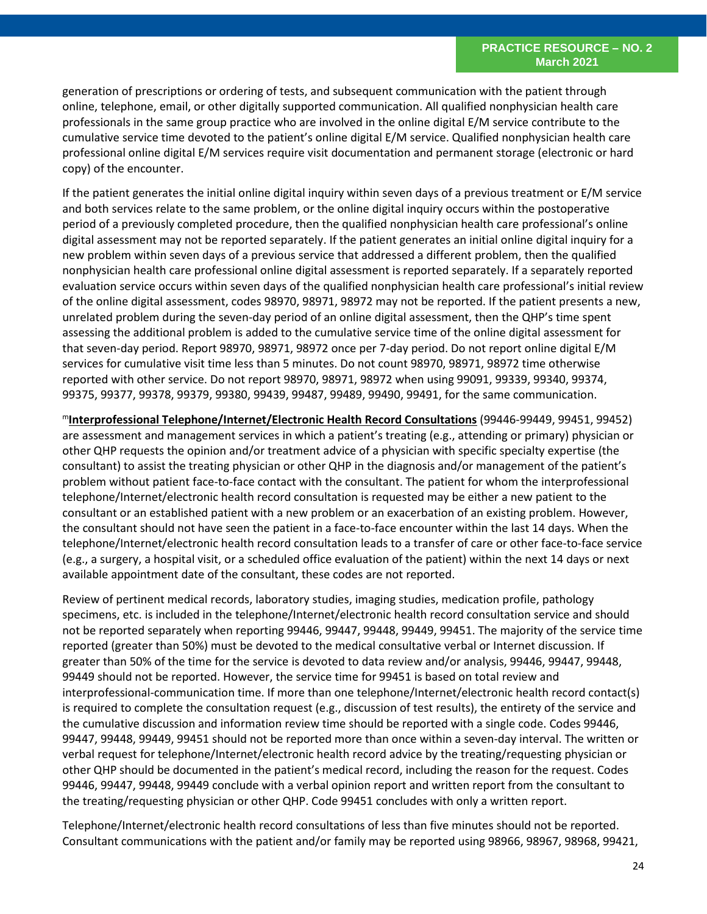generation of prescriptions or ordering of tests, and subsequent communication with the patient through online, telephone, email, or other digitally supported communication. All qualified nonphysician health care professionals in the same group practice who are involved in the online digital E/M service contribute to the cumulative service time devoted to the patient's online digital E/M service. Qualified nonphysician health care professional online digital E/M services require visit documentation and permanent storage (electronic or hard copy) of the encounter.

If the patient generates the initial online digital inquiry within seven days of a previous treatment or E/M service and both services relate to the same problem, or the online digital inquiry occurs within the postoperative period of a previously completed procedure, then the qualified nonphysician health care professional's online digital assessment may not be reported separately. If the patient generates an initial online digital inquiry for a new problem within seven days of a previous service that addressed a different problem, then the qualified nonphysician health care professional online digital assessment is reported separately. If a separately reported evaluation service occurs within seven days of the qualified nonphysician health care professional's initial review of the online digital assessment, codes 98970, 98971, 98972 may not be reported. If the patient presents a new, unrelated problem during the seven-day period of an online digital assessment, then the QHP's time spent assessing the additional problem is added to the cumulative service time of the online digital assessment for that seven-day period. Report 98970, 98971, 98972 once per 7-day period. Do not report online digital E/M services for cumulative visit time less than 5 minutes. Do not count 98970, 98971, 98972 time otherwise reported with other service. Do not report 98970, 98971, 98972 when using 99091, 99339, 99340, 99374, 99375, 99377, 99378, 99379, 99380, 99439, 99487, 99489, 99490, 99491, for the same communication.

[m]**Interprofessional Telephone/Internet/Electronic Health Record Consultations** (99446-99449, 99451, 99452) are assessment and management services in which a patient's treating (e.g., attending or primary) physician or other QHP requests the opinion and/or treatment advice of a physician with specific specialty expertise (the consultant) to assist the treating physician or other QHP in the diagnosis and/or management of the patient's problem without patient face-to-face contact with the consultant. The patient for whom the interprofessional telephone/Internet/electronic health record consultation is requested may be either a new patient to the consultant or an established patient with a new problem or an exacerbation of an existing problem. However, the consultant should not have seen the patient in a face-to-face encounter within the last 14 days. When the telephone/Internet/electronic health record consultation leads to a transfer of care or other face-to-face service (e.g., a surgery, a hospital visit, or a scheduled office evaluation of the patient) within the next 14 days or next available appointment date of the consultant, these codes are not reported.

Review of pertinent medical records, laboratory studies, imaging studies, medication profile, pathology specimens, etc. is included in the telephone/Internet/electronic health record consultation service and should not be reported separately when reporting 99446, 99447, 99448, 99449, 99451. The majority of the service time reported (greater than 50%) must be devoted to the medical consultative verbal or Internet discussion. If greater than 50% of the time for the service is devoted to data review and/or analysis, 99446, 99447, 99448, 99449 should not be reported. However, the service time for 99451 is based on total review and interprofessional-communication time. If more than one telephone/Internet/electronic health record contact(s) is required to complete the consultation request (e.g., discussion of test results), the entirety of the service and the cumulative discussion and information review time should be reported with a single code. Codes 99446, 99447, 99448, 99449, 99451 should not be reported more than once within a seven-day interval. The written or verbal request for telephone/Internet/electronic health record advice by the treating/requesting physician or other QHP should be documented in the patient's medical record, including the reason for the request. Codes 99446, 99447, 99448, 99449 conclude with a verbal opinion report and written report from the consultant to the treating/requesting physician or other QHP. Code 99451 concludes with only a written report.

Telephone/Internet/electronic health record consultations of less than five minutes should not be reported. Consultant communications with the patient and/or family may be reported using 98966, 98967, 98968, 99421,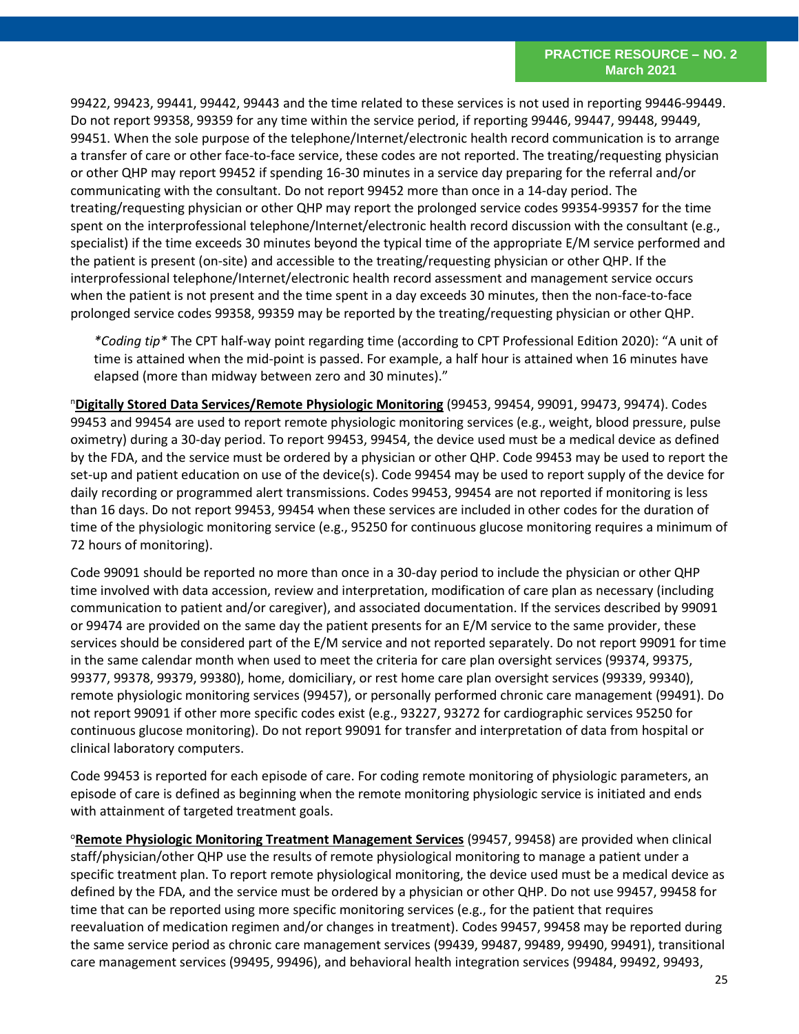99422, 99423, 99441, 99442, 99443 and the time related to these services is not used in reporting 99446-99449. Do not report 99358, 99359 for any time within the service period, if reporting 99446, 99447, 99448, 99449, 99451. When the sole purpose of the telephone/Internet/electronic health record communication is to arrange a transfer of care or other face-to-face service, these codes are not reported. The treating/requesting physician or other QHP may report 99452 if spending 16-30 minutes in a service day preparing for the referral and/or communicating with the consultant. Do not report 99452 more than once in a 14-day period. The treating/requesting physician or other QHP may report the prolonged service codes 99354-99357 for the time spent on the interprofessional telephone/Internet/electronic health record discussion with the consultant (e.g., specialist) if the time exceeds 30 minutes beyond the typical time of the appropriate E/M service performed and the patient is present (on-site) and accessible to the treating/requesting physician or other QHP. If the interprofessional telephone/Internet/electronic health record assessment and management service occurs when the patient is not present and the time spent in a day exceeds 30 minutes, then the non-face-to-face prolonged service codes 99358, 99359 may be reported by the treating/requesting physician or other QHP.

> *\*Coding tip\** The CPT half-way point regarding time (according to CPT Professional Edition 2020): "A unit of time is attained when the mid-point is passed. For example, a half hour is attained when 16 minutes have elapsed (more than midway between zero and 30 minutes)."

[n]**Digitally Stored Data Services/Remote Physiologic Monitoring** (99453, 99454, 99091, 99473, 99474). Codes 99453 and 99454 are used to report remote physiologic monitoring services (e.g., weight, blood pressure, pulse oximetry) during a 30-day period. To report 99453, 99454, the device used must be a medical device as defined by the FDA, and the service must be ordered by a physician or other QHP. Code 99453 may be used to report the set-up and patient education on use of the device(s). Code 99454 may be used to report supply of the device for daily recording or programmed alert transmissions. Codes 99453, 99454 are not reported if monitoring is less than 16 days. Do not report 99453, 99454 when these services are included in other codes for the duration of time of the physiologic monitoring service (e.g., 95250 for continuous glucose monitoring requires a minimum of 72 hours of monitoring).

Code 99091 should be reported no more than once in a 30-day period to include the physician or other QHP time involved with data accession, review and interpretation, modification of care plan as necessary (including communication to patient and/or caregiver), and associated documentation. If the services described by 99091 or 99474 are provided on the same day the patient presents for an E/M service to the same provider, these services should be considered part of the E/M service and not reported separately. Do not report 99091 for time in the same calendar month when used to meet the criteria for care plan oversight services (99374, 99375, 99377, 99378, 99379, 99380), home, domiciliary, or rest home care plan oversight services (99339, 99340), remote physiologic monitoring services (99457), or personally performed chronic care management (99491). Do not report 99091 if other more specific codes exist (e.g., 93227, 93272 for cardiographic services 95250 for continuous glucose monitoring). Do not report 99091 for transfer and interpretation of data from hospital or clinical laboratory computers.

Code 99453 is reported for each episode of care. For coding remote monitoring of physiologic parameters, an episode of care is defined as beginning when the remote monitoring physiologic service is initiated and ends with attainment of targeted treatment goals.

[o]**Remote Physiologic Monitoring Treatment Management Services** (99457, 99458) are provided when clinical staff/physician/other QHP use the results of remote physiological monitoring to manage a patient under a specific treatment plan. To report remote physiological monitoring, the device used must be a medical device as defined by the FDA, and the service must be ordered by a physician or other QHP. Do not use 99457, 99458 for time that can be reported using more specific monitoring services (e.g., for the patient that requires reevaluation of medication regimen and/or changes in treatment). Codes 99457, 99458 may be reported during the same service period as chronic care management services (99439, 99487, 99489, 99490, 99491), transitional care management services (99495, 99496), and behavioral health integration services (99484, 99492, 99493,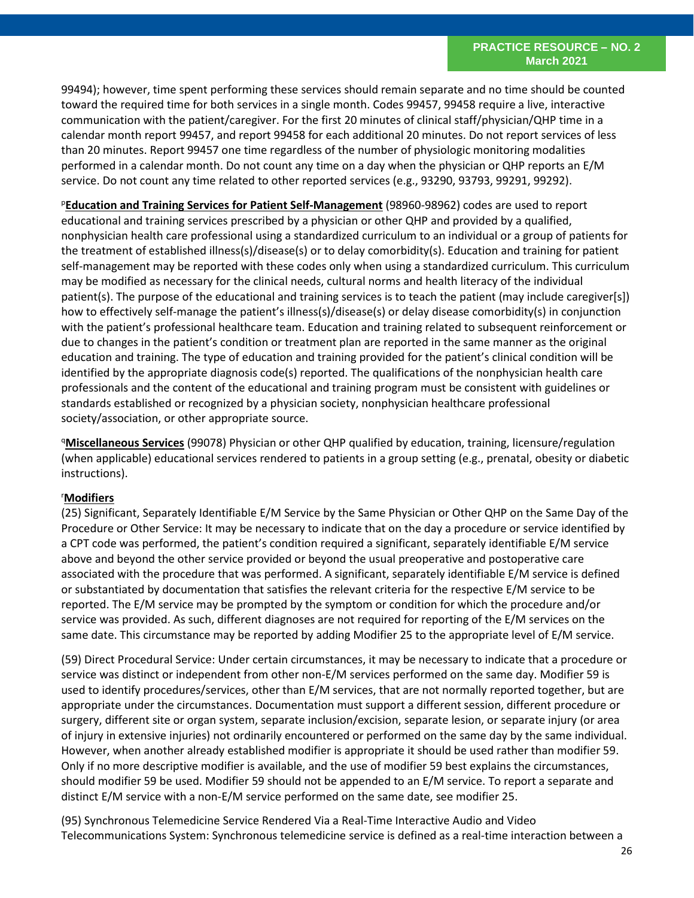99494); however, time spent performing these services should remain separate and no time should be counted toward the required time for both services in a single month. Codes 99457, 99458 require a live, interactive communication with the patient/caregiver. For the first 20 minutes of clinical staff/physician/QHP time in a calendar month report 99457, and report 99458 for each additional 20 minutes. Do not report services of less than 20 minutes. Report 99457 one time regardless of the number of physiologic monitoring modalities performed in a calendar month. Do not count any time on a day when the physician or QHP reports an E/M service. Do not count any time related to other reported services (e.g., 93290, 93793, 99291, 99292).

[p]**Education and Training Services for Patient Self-Management** (98960-98962) codes are used to report educational and training services prescribed by a physician or other QHP and provided by a qualified, nonphysician health care professional using a standardized curriculum to an individual or a group of patients for the treatment of established illness(s)/disease(s) or to delay comorbidity(s). Education and training for patient self-management may be reported with these codes only when using a standardized curriculum. This curriculum may be modified as necessary for the clinical needs, cultural norms and health literacy of the individual patient(s). The purpose of the educational and training services is to teach the patient (may include caregiver[s]) how to effectively self-manage the patient's illness(s)/disease(s) or delay disease comorbidity(s) in conjunction with the patient's professional healthcare team. Education and training related to subsequent reinforcement or due to changes in the patient's condition or treatment plan are reported in the same manner as the original education and training. The type of education and training provided for the patient's clinical condition will be identified by the appropriate diagnosis code(s) reported. The qualifications of the nonphysician health care professionals and the content of the educational and training program must be consistent with guidelines or standards established or recognized by a physician society, nonphysician healthcare professional society/association, or other appropriate source.

[q]**Miscellaneous Services** (99078) Physician or other QHP qualified by education, training, licensure/regulation (when applicable) educational services rendered to patients in a group setting (e.g., prenatal, obesity or diabetic instructions).

[r]**Modifiers**

(25) Significant, Separately Identifiable E/M Service by the Same Physician or Other QHP on the Same Day of the Procedure or Other Service: It may be necessary to indicate that on the day a procedure or service identified by a CPT code was performed, the patient's condition required a significant, separately identifiable E/M service above and beyond the other service provided or beyond the usual preoperative and postoperative care associated with the procedure that was performed. A significant, separately identifiable E/M service is defined or substantiated by documentation that satisfies the relevant criteria for the respective E/M service to be reported. The E/M service may be prompted by the symptom or condition for which the procedure and/or service was provided. As such, different diagnoses are not required for reporting of the E/M services on the same date. This circumstance may be reported by adding Modifier 25 to the appropriate level of E/M service.

(59) Direct Procedural Service: Under certain circumstances, it may be necessary to indicate that a procedure or service was distinct or independent from other non-E/M services performed on the same day. Modifier 59 is used to identify procedures/services, other than E/M services, that are not normally reported together, but are appropriate under the circumstances. Documentation must support a different session, different procedure or surgery, different site or organ system, separate inclusion/excision, separate lesion, or separate injury (or area of injury in extensive injuries) not ordinarily encountered or performed on the same day by the same individual. However, when another already established modifier is appropriate it should be used rather than modifier 59. Only if no more descriptive modifier is available, and the use of modifier 59 best explains the circumstances, should modifier 59 be used. Modifier 59 should not be appended to an E/M service. To report a separate and distinct E/M service with a non-E/M service performed on the same date, see modifier 25.

(95) Synchronous Telemedicine Service Rendered Via a Real-Time Interactive Audio and Video Telecommunications System: Synchronous telemedicine service is defined as a real-time interaction between a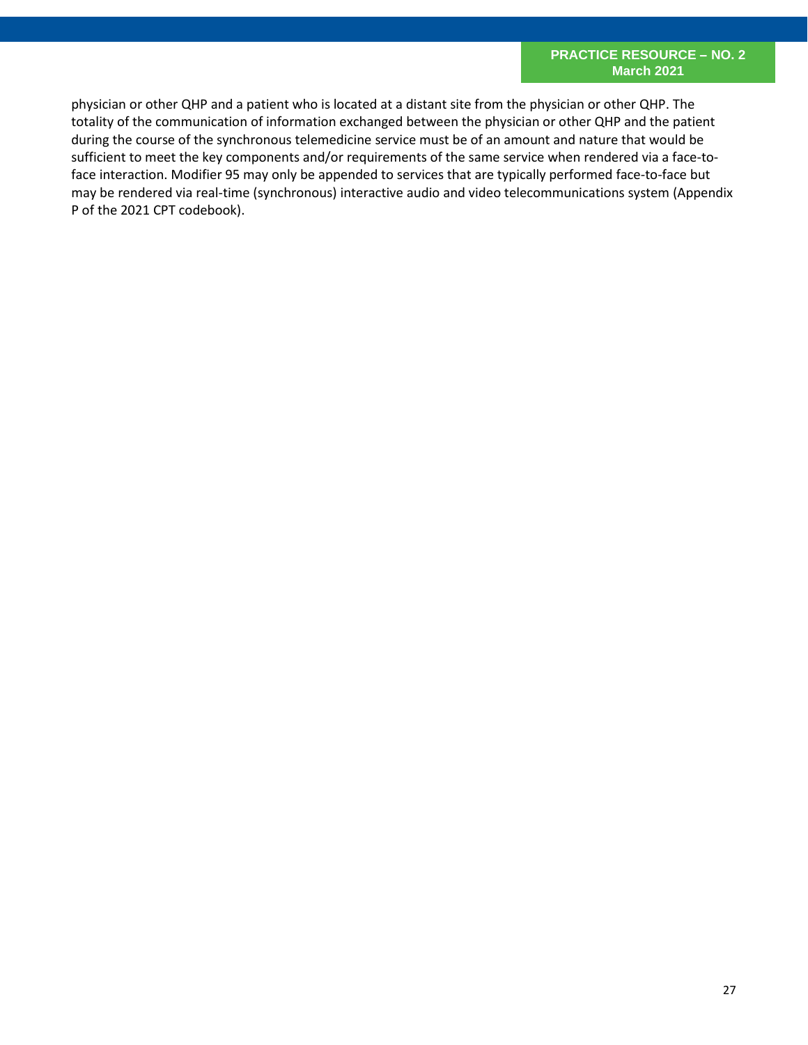physician or other QHP and a patient who is located at a distant site from the physician or other QHP. The totality of the communication of information exchanged between the physician or other QHP and the patient during the course of the synchronous telemedicine service must be of an amount and nature that would be sufficient to meet the key components and/or requirements of the same service when rendered via a face-to-face interaction. Modifier 95 may only be appended to services that are typically performed face-to-face but may be rendered via real-time (synchronous) interactive audio and video telecommunications system (Appendix P of the 2021 CPT codebook).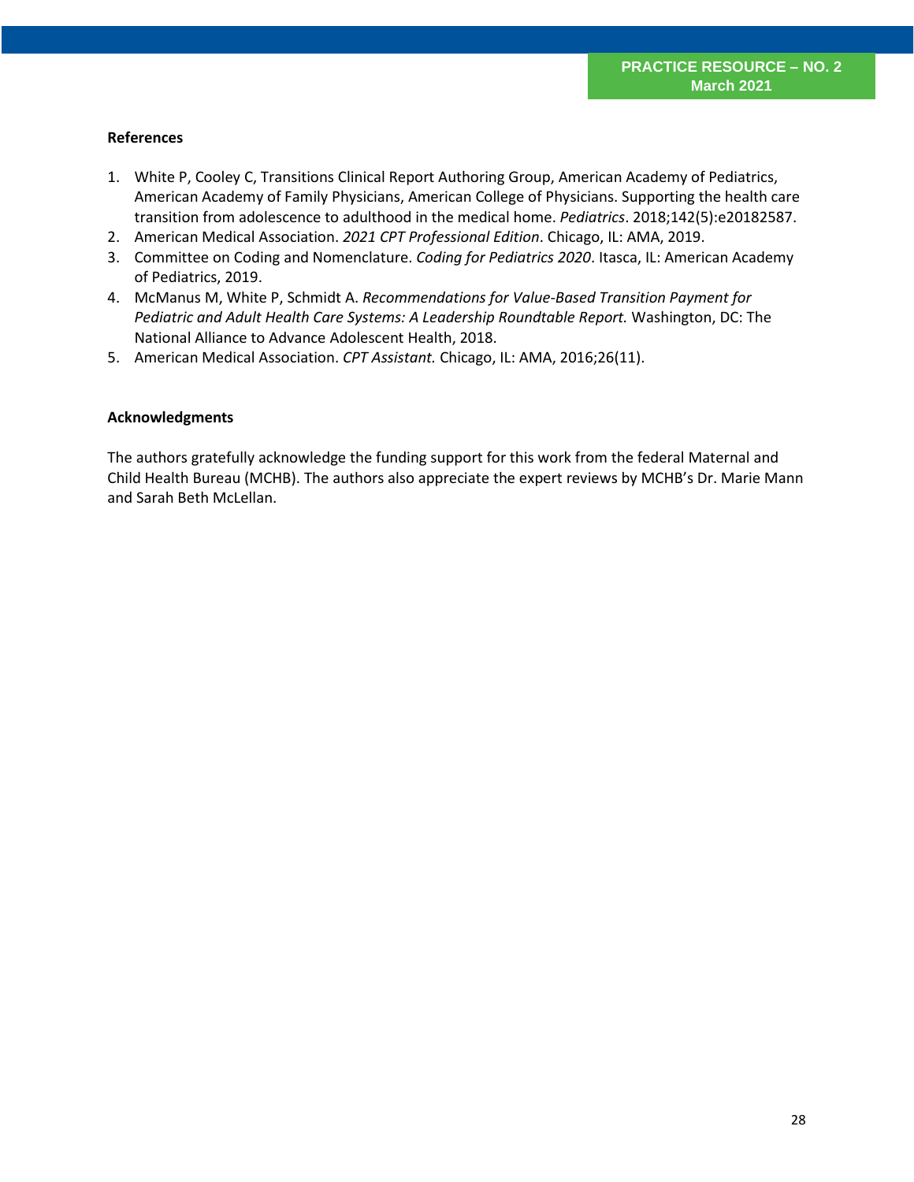**References**

1. White P, Cooley C, Transitions Clinical Report Authoring Group, American Academy of Pediatrics, American Academy of Family Physicians, American College of Physicians. Supporting the health care transition from adolescence to adulthood in the medical home. *Pediatrics*. 2018;142(5):e20182587.
2. American Medical Association. *2021 CPT Professional Edition*. Chicago, IL: AMA, 2019.
3. Committee on Coding and Nomenclature. *Coding for Pediatrics 2020*. Itasca, IL: American Academy of Pediatrics, 2019.
4. McManus M, White P, Schmidt A. *Recommendations for Value-Based Transition Payment for Pediatric and Adult Health Care Systems: A Leadership Roundtable Report.* Washington, DC: The National Alliance to Advance Adolescent Health, 2018.
5. American Medical Association. *CPT Assistant.* Chicago, IL: AMA, 2016;26(11).

**Acknowledgments**

The authors gratefully acknowledge the funding support for this work from the federal Maternal and Child Health Bureau (MCHB). The authors also appreciate the expert reviews by MCHB's Dr. Marie Mann and Sarah Beth McLellan.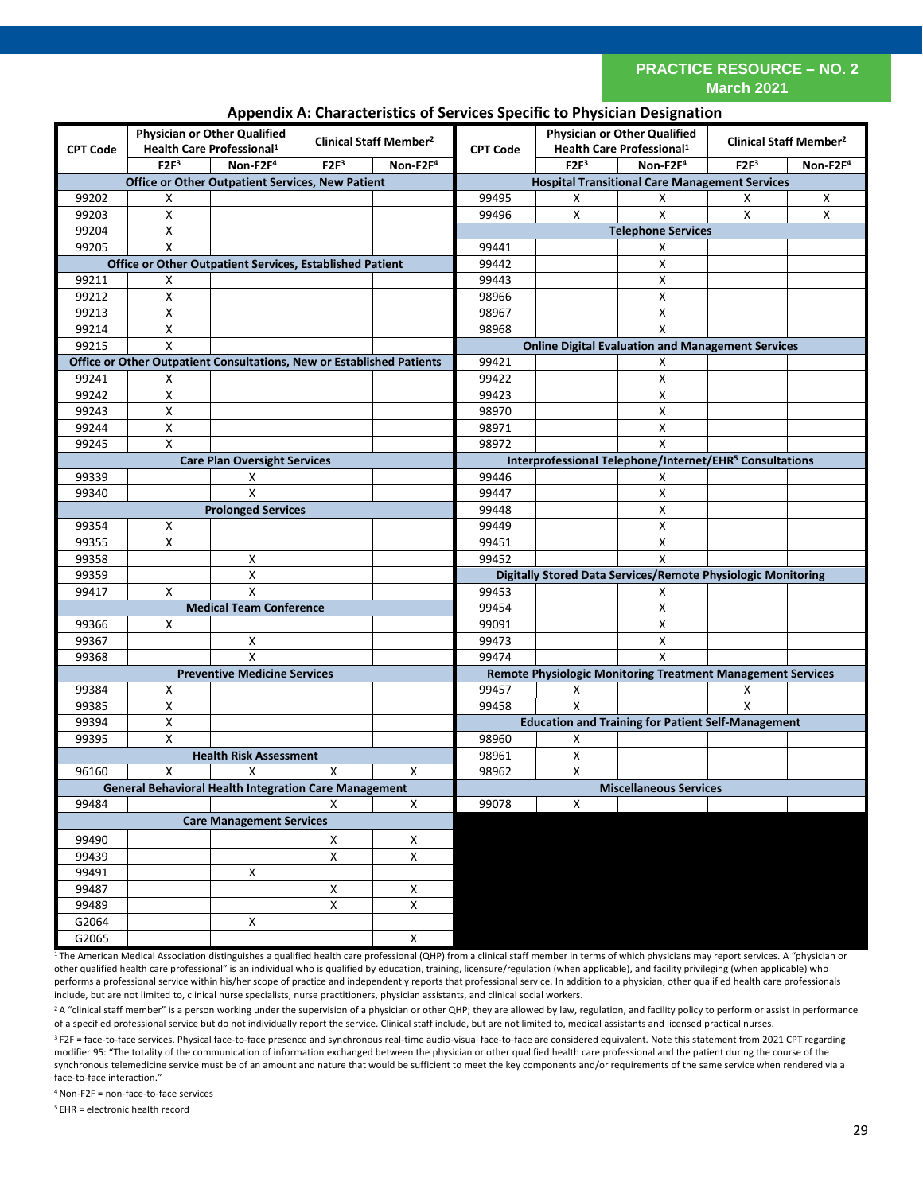PRACTICE RESOURCE – NO. 2
March 2021

## Appendix A: Characteristics of Services Specific to Physician Designation

| CPT Code | Physician or Other Qualified Health Care Professional[1] | | Clinical Staff Member[2] | | CPT Code | Physician or Other Qualified Health Care Professional[1] | | Clinical Staff Member[2] | |
|---|---|---|---|---|---|---|---|---|---|
| | F2F[3] | Non-F2F[4] | F2F[3] | Non-F2F[4] | | F2F[3] | Non-F2F[4] | F2F[3] | Non-F2F[4] |
| **Office or Other Outpatient Services, New Patient** | | | | | **Hospital Transitional Care Management Services** | | | | |
| 99202 | X | | | | 99495 | X | X | X | X |
| 99203 | X | | | | 99496 | X | X | X | X |
| 99204 | X | | | | **Telephone Services** | | | | |
| 99205 | X | | | | 99441 | | X | | |
| **Office or Other Outpatient Services, Established Patient** | | | | | 99442 | | X | | |
| 99211 | X | | | | 99443 | | X | | |
| 99212 | X | | | | 98966 | | X | | |
| 99213 | X | | | | 98967 | | X | | |
| 99214 | X | | | | 98968 | | X | | |
| 99215 | X | | | | **Online Digital Evaluation and Management Services** | | | | |
| **Office or Other Outpatient Consultations, New or Established Patients** | | | | | 99421 | | X | | |
| 99241 | X | | | | 99422 | | X | | |
| 99242 | X | | | | 99423 | | X | | |
| 99243 | X | | | | 98970 | | X | | |
| 99244 | X | | | | 98971 | | X | | |
| 99245 | X | | | | 98972 | | X | | |
| **Care Plan Oversight Services** | | | | | **Interprofessional Telephone/Internet/EHR[5] Consultations** | | | | |
| 99339 | | X | | | 99446 | | X | | |
| 99340 | | X | | | 99447 | | X | | |
| **Prolonged Services** | | | | | 99448 | | X | | |
| 99354 | X | | | | 99449 | | X | | |
| 99355 | X | | | | 99451 | | X | | |
| 99358 | | X | | | 99452 | | X | | |
| 99359 | | X | | | **Digitally Stored Data Services/Remote Physiologic Monitoring** | | | | |
| 99417 | X | X | | | 99453 | | X | | |
| **Medical Team Conference** | | | | | 99454 | | X | | |
| 99366 | X | | | | 99091 | | X | | |
| 99367 | | X | | | 99473 | | X | | |
| 99368 | | X | | | 99474 | | X | | |
| **Preventive Medicine Services** | | | | | **Remote Physiologic Monitoring Treatment Management Services** | | | | |
| 99384 | X | | | | 99457 | X | | X | |
| 99385 | X | | | | 99458 | X | | X | |
| 99394 | X | | | | **Education and Training for Patient Self-Management** | | | | |
| 99395 | X | | | | 98960 | X | | | |
| **Health Risk Assessment** | | | | | 98961 | X | | | |
| 96160 | X | X | X | X | 98962 | X | | | |
| **General Behavioral Health Integration Care Management** | | | | | **Miscellaneous Services** | | | | |
| 99484 | | | X | X | 99078 | X | | | |
| **Care Management Services** | | | | | | | | | |
| 99490 | | | X | X | | | | | |
| 99439 | | | X | X | | | | | |
| 99491 | | X | | | | | | | |
| 99487 | | | X | X | | | | | |
| 99489 | | | X | X | | | | | |
| G2064 | | X | | | | | | | |
| G2065 | | | | X | | | | | |

[1] The American Medical Association distinguishes a qualified health care professional (QHP) from a clinical staff member in terms of which physicians may report services. A "physician or other qualified health care professional" is an individual who is qualified by education, training, licensure/regulation (when applicable), and facility privileging (when applicable) who performs a professional service within his/her scope of practice and independently reports that professional service. In addition to a physician, other qualified health care professionals include, but are not limited to, clinical nurse specialists, nurse practitioners, physician assistants, and clinical social workers.

[2] A "clinical staff member" is a person working under the supervision of a physician or other QHP; they are allowed by law, regulation, and facility policy to perform or assist in performance of a specified professional service but do not individually report the service. Clinical staff include, but are not limited to, medical assistants and licensed practical nurses.

[3] F2F = face-to-face services. Physical face-to-face presence and synchronous real-time audio-visual face-to-face are considered equivalent. Note this statement from 2021 CPT regarding modifier 95: "The totality of the communication of information exchanged between the physician or other qualified health care professional and the patient during the course of the synchronous telemedicine service must be of an amount and nature that would be sufficient to meet the key components and/or requirements of the same service when rendered via a face-to-face interaction."

[4] Non-F2F = non-face-to-face services

[5] EHR = electronic health record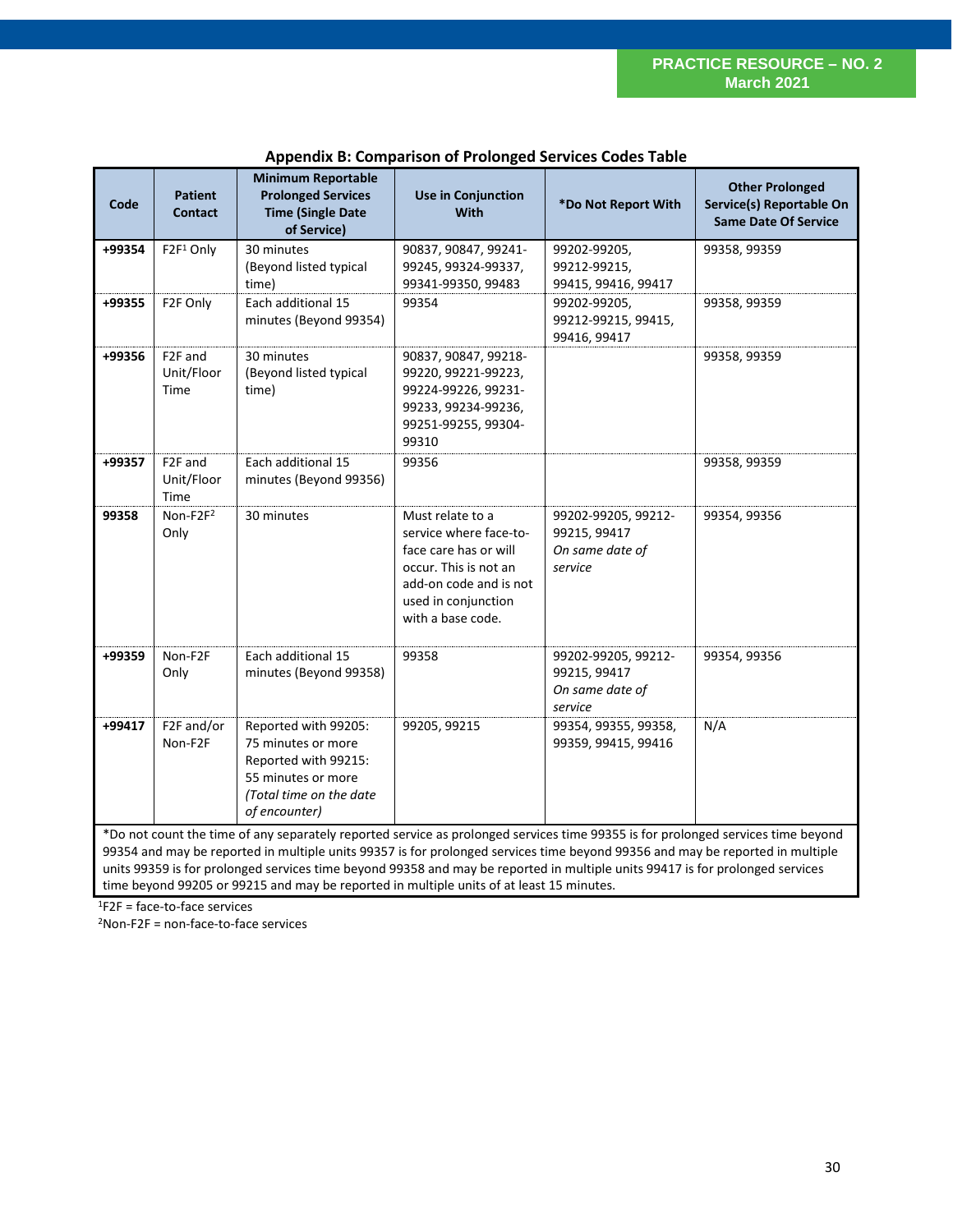## Appendix B: Comparison of Prolonged Services Codes Table

| Code | Patient Contact | Minimum Reportable Prolonged Services Time (Single Date of Service) | Use in Conjunction With | *Do Not Report With | Other Prolonged Service(s) Reportable On Same Date Of Service |
|---|---|---|---|---|---|
| **+99354** | F2F[1] Only | 30 minutes (Beyond listed typical time) | 90837, 90847, 99241-99245, 99324-99337, 99341-99350, 99483 | 99202-99205, 99212-99215, 99415, 99416, 99417 | 99358, 99359 |
| **+99355** | F2F Only | Each additional 15 minutes (Beyond 99354) | 99354 | 99202-99205, 99212-99215, 99415, 99416, 99417 | 99358, 99359 |
| **+99356** | F2F and Unit/Floor Time | 30 minutes (Beyond listed typical time) | 90837, 90847, 99218-99220, 99221-99223, 99224-99226, 99231-99233, 99234-99236, 99251-99255, 99304-99310 | | 99358, 99359 |
| **+99357** | F2F and Unit/Floor Time | Each additional 15 minutes (Beyond 99356) | 99356 | | 99358, 99359 |
| **99358** | Non-F2F[2] Only | 30 minutes | Must relate to a service where face-to-face care has or will occur. This is not an add-on code and is not used in conjunction with a base code. | 99202-99205, 99212-99215, 99417 *On same date of service* | 99354, 99356 |
| **+99359** | Non-F2F Only | Each additional 15 minutes (Beyond 99358) | 99358 | 99202-99205, 99212-99215, 99417 *On same date of service* | 99354, 99356 |
| **+99417** | F2F and/or Non-F2F | Reported with 99205: 75 minutes or more Reported with 99215: 55 minutes or more *(Total time on the date of encounter)* | 99205, 99215 | 99354, 99355, 99358, 99359, 99415, 99416 | N/A |

*Do not count the time of any separately reported service as prolonged service time 99355 is for prolonged services time beyond 99354 and may be reported in multiple units 99357 is for prolonged services time beyond 99356 and may be reported in multiple units 99359 is for prolonged services time beyond 99358 and may be reported in multiple units 99417 is for prolonged services time beyond 99205 or 99215 and may be reported in multiple units of at least 15 minutes.

[1]F2F = face-to-face services

[2]Non-F2F = non-face-to-face services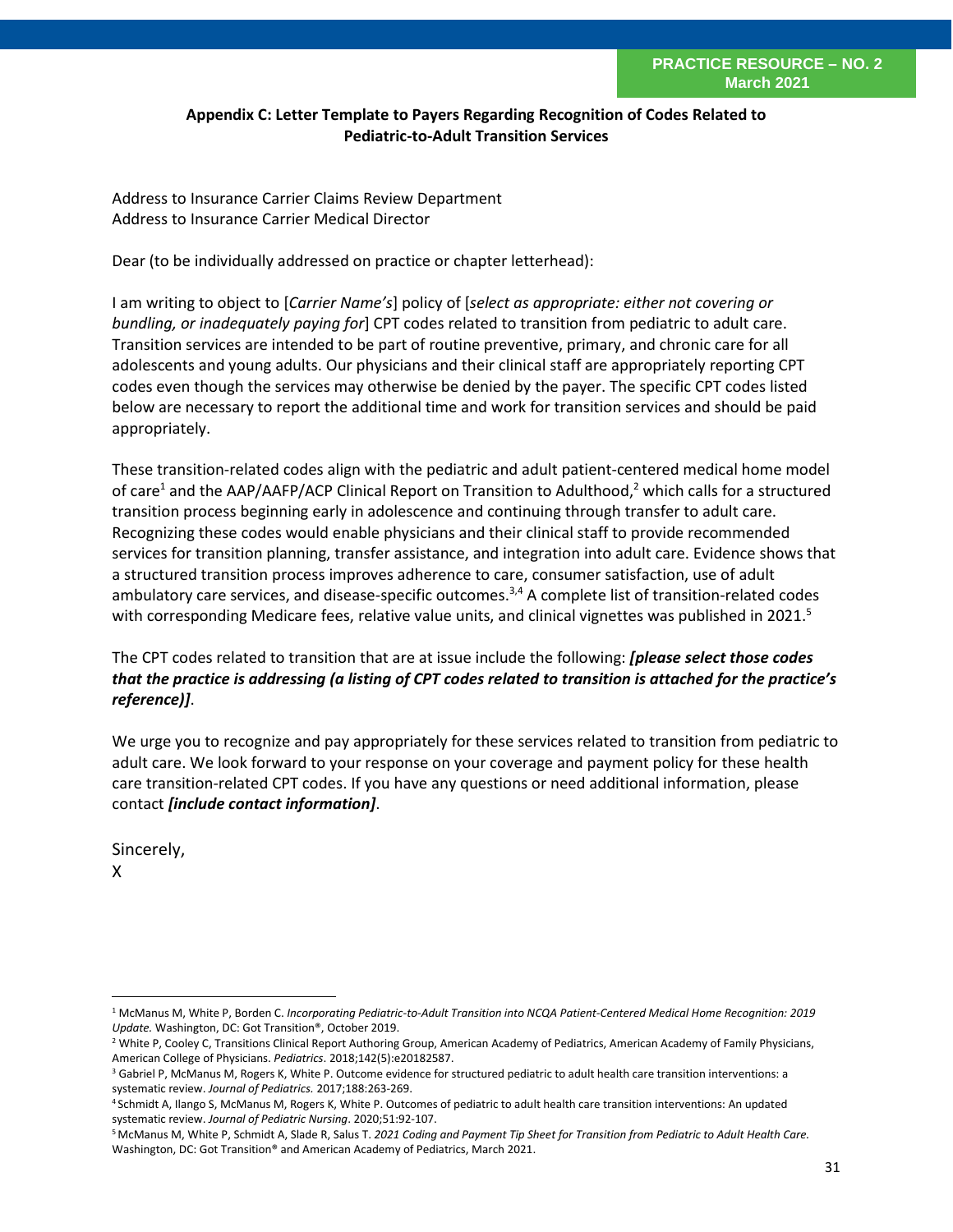**PRACTICE RESOURCE – NO. 2**
**March 2021**

## Appendix C: Letter Template to Payers Regarding Recognition of Codes Related to Pediatric-to-Adult Transition Services

Address to Insurance Carrier Claims Review Department
Address to Insurance Carrier Medical Director

Dear (to be individually addressed on practice or chapter letterhead):

I am writing to object to [*Carrier Name's*] policy of [*select as appropriate: either not covering or bundling, or inadequately paying for*] CPT codes related to transition from pediatric to adult care. Transition services are intended to be part of routine preventive, primary, and chronic care for all adolescents and young adults. Our physicians and their clinical staff are appropriately reporting CPT codes even though the services may otherwise be denied by the payer. The specific CPT codes listed below are necessary to report the additional time and work for transition services and should be paid appropriately.

These transition-related codes align with the pediatric and adult patient-centered medical home model of care[1] and the AAP/AAFP/ACP Clinical Report on Transition to Adulthood,[2] which calls for a structured transition process beginning early in adolescence and continuing through transfer to adult care. Recognizing these codes would enable physicians and their clinical staff to provide recommended services for transition planning, transfer assistance, and integration into adult care. Evidence shows that a structured transition process improves adherence to care, consumer satisfaction, use of adult ambulatory care services, and disease-specific outcomes.[3,4] A complete list of transition-related codes with corresponding Medicare fees, relative value units, and clinical vignettes was published in 2021.[5]

The CPT codes related to transition that are at issue include the following: ***[please select those codes that the practice is addressing (a listing of CPT codes related to transition is attached for the practice's reference)]***.

We urge you to recognize and pay appropriately for these services related to transition from pediatric to adult care. We look forward to your response on your coverage and payment policy for these health care transition-related CPT codes. If you have any questions or need additional information, please contact ***[include contact information]***.

Sincerely,
X

---

[1] McManus M, White P, Borden C. *Incorporating Pediatric-to-Adult Transition into NCQA Patient-Centered Medical Home Recognition: 2019 Update.* Washington, DC: Got Transition®, October 2019.

[2] White P, Cooley C, Transitions Clinical Report Authoring Group, American Academy of Pediatrics, American Academy of Family Physicians, American College of Physicians. *Pediatrics*. 2018;142(5):e20182587.

[3] Gabriel P, McManus M, Rogers K, White P. Outcome evidence for structured pediatric to adult health care transition interventions: a systematic review. *Journal of Pediatrics.* 2017;188:263-269.

[4] Schmidt A, Ilango S, McManus M, Rogers K, White P. Outcomes of pediatric to adult health care transition interventions: An updated systematic review. *Journal of Pediatric Nursing*. 2020;51:92-107.

[5] McManus M, White P, Schmidt A, Slade R, Salus T. *2021 Coding and Payment Tip Sheet for Transition from Pediatric to Adult Health Care.* Washington, DC: Got Transition® and American Academy of Pediatrics, March 2021.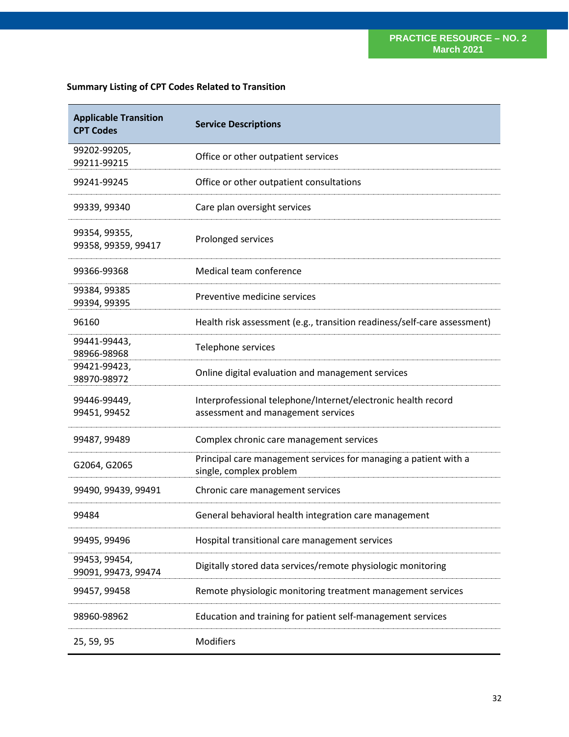**Summary Listing of CPT Codes Related to Transition**

| Applicable Transition CPT Codes | Service Descriptions |
|---|---|
| 99202-99205, 99211-99215 | Office or other outpatient services |
| 99241-99245 | Office or other outpatient consultations |
| 99339, 99340 | Care plan oversight services |
| 99354, 99355, 99358, 99359, 99417 | Prolonged services |
| 99366-99368 | Medical team conference |
| 99384, 99385 99394, 99395 | Preventive medicine services |
| 96160 | Health risk assessment (e.g., transition readiness/self-care assessment) |
| 99441-99443, 98966-98968 | Telephone services |
| 99421-99423, 98970-98972 | Online digital evaluation and management services |
| 99446-99449, 99451, 99452 | Interprofessional telephone/Internet/electronic health record assessment and management services |
| 99487, 99489 | Complex chronic care management services |
| G2064, G2065 | Principal care management services for managing a patient with a single, complex problem |
| 99490, 99439, 99491 | Chronic care management services |
| 99484 | General behavioral health integration care management |
| 99495, 99496 | Hospital transitional care management services |
| 99453, 99454, 99091, 99473, 99474 | Digitally stored data services/remote physiologic monitoring |
| 99457, 99458 | Remote physiologic monitoring treatment management services |
| 98960-98962 | Education and training for patient self-management services |
| 25, 59, 95 | Modifiers |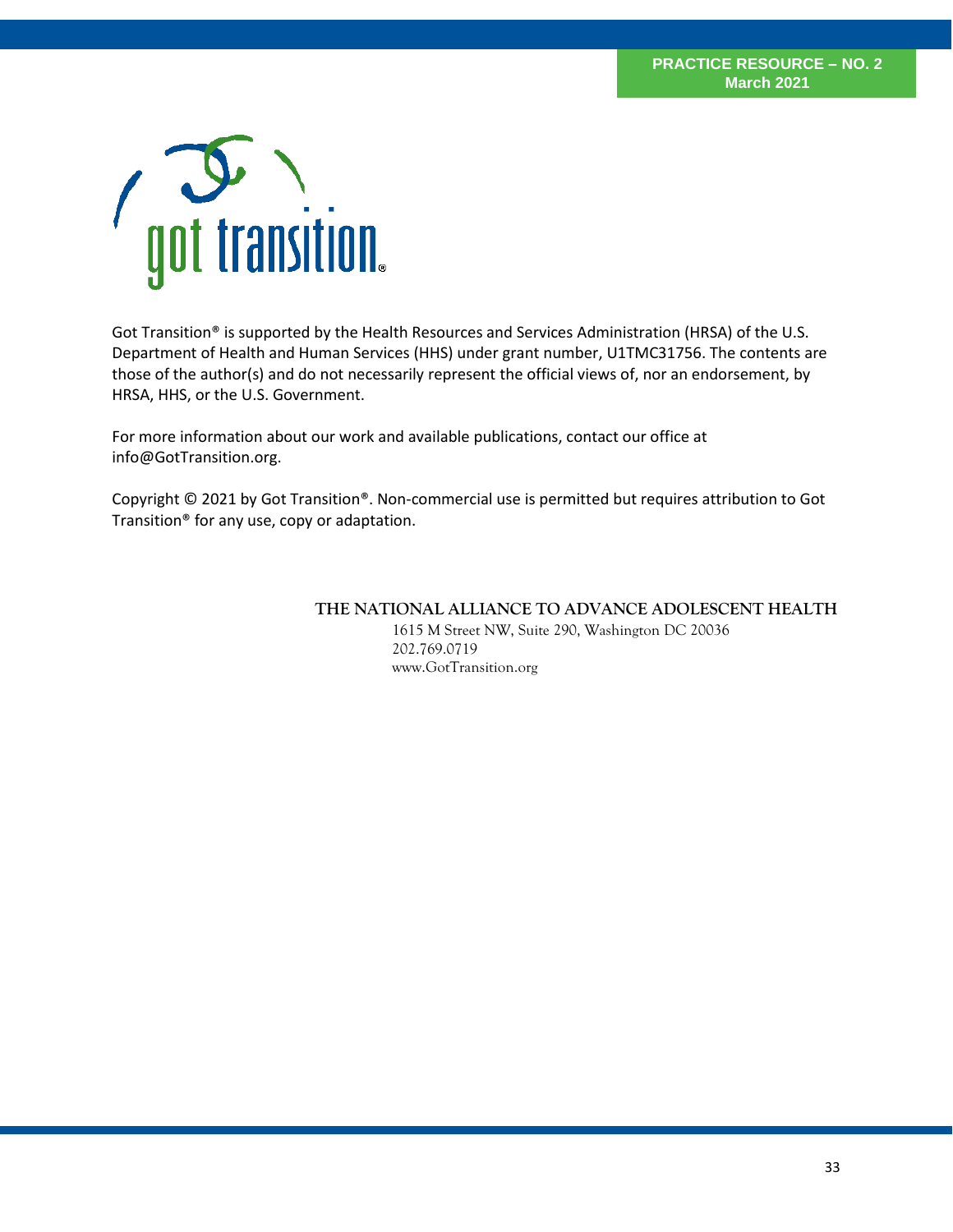**PRACTICE RESOURCE – NO. 2**
**March 2021**

got transition®

Got Transition® is supported by the Health Resources and Services Administration (HRSA) of the U.S. Department of Health and Human Services (HHS) under grant number, U1TMC31756. The contents are those of the author(s) and do not necessarily represent the official views of, nor an endorsement, by HRSA, HHS, or the U.S. Government.

For more information about our work and available publications, contact our office at info@GotTransition.org.

Copyright © 2021 by Got Transition®. Non-commercial use is permitted but requires attribution to Got Transition® for any use, copy or adaptation.

**THE NATIONAL ALLIANCE TO ADVANCE ADOLESCENT HEALTH**
1615 M Street NW, Suite 290, Washington DC 20036
202.769.0719
www.GotTransition.org